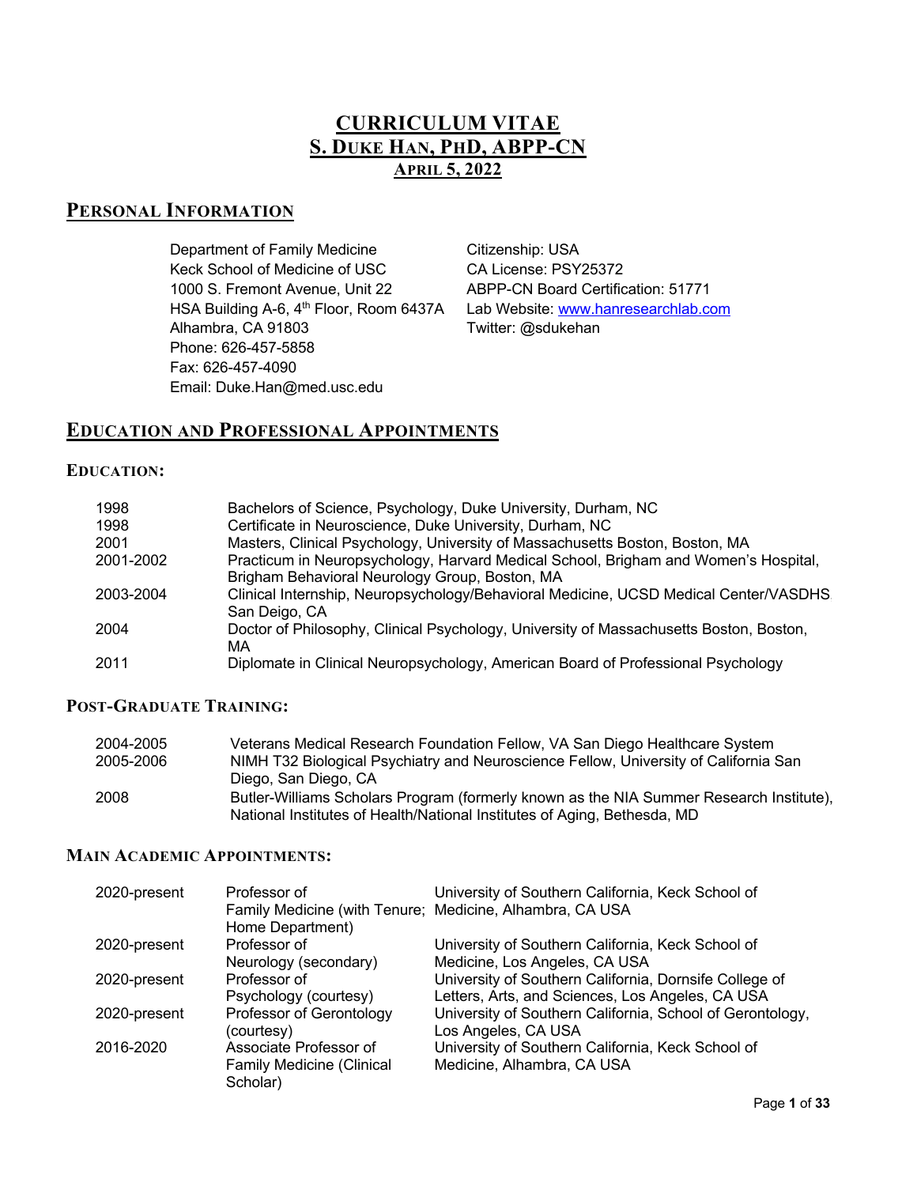# CURRICULUM VITAE
# S. DUKE HAN, PHD, ABPP-CN
### APRIL 5, 2022

## PERSONAL INFORMATION

Department of Family Medicine
Keck School of Medicine of USC
1000 S. Fremont Avenue, Unit 22
HSA Building A-6, 4th Floor, Room 6437A
Alhambra, CA 91803
Phone: 626-457-5858
Fax: 626-457-4090
Email: Duke.Han@med.usc.edu

Citizenship: USA
CA License: PSY25372
ABPP-CN Board Certification: 51771
Lab Website: www.hanresearchlab.com
Twitter: @sdukehan

## EDUCATION AND PROFESSIONAL APPOINTMENTS

### EDUCATION:

| | |
|---|---|
| 1998 | Bachelors of Science, Psychology, Duke University, Durham, NC |
| 1998 | Certificate in Neuroscience, Duke University, Durham, NC |
| 2001 | Masters, Clinical Psychology, University of Massachusetts Boston, Boston, MA |
| 2001-2002 | Practicum in Neuropsychology, Harvard Medical School, Brigham and Women's Hospital, Brigham Behavioral Neurology Group, Boston, MA |
| 2003-2004 | Clinical Internship, Neuropsychology/Behavioral Medicine, UCSD Medical Center/VASDHS. San Deigo, CA |
| 2004 | Doctor of Philosophy, Clinical Psychology, University of Massachusetts Boston, Boston, MA |
| 2011 | Diplomate in Clinical Neuropsychology, American Board of Professional Psychology |

### POST-GRADUATE TRAINING:

| | |
|---|---|
| 2004-2005 | Veterans Medical Research Foundation Fellow, VA San Diego Healthcare System |
| 2005-2006 | NIMH T32 Biological Psychiatry and Neuroscience Fellow, University of California San Diego, San Diego, CA |
| 2008 | Butler-Williams Scholars Program (formerly known as the NIA Summer Research Institute), National Institutes of Health/National Institutes of Aging, Bethesda, MD |

### MAIN ACADEMIC APPOINTMENTS:

| | | |
|---|---|---|
| 2020-present | Professor of Family Medicine (with Tenure; Home Department) | University of Southern California, Keck School of Medicine, Alhambra, CA USA |
| 2020-present | Professor of Neurology (secondary) | University of Southern California, Keck School of Medicine, Los Angeles, CA USA |
| 2020-present | Professor of Psychology (courtesy) | University of Southern California, Dornsife College of Letters, Arts, and Sciences, Los Angeles, CA USA |
| 2020-present | Professor of Gerontology (courtesy) | University of Southern California, School of Gerontology, Los Angeles, CA USA |
| 2016-2020 | Associate Professor of Family Medicine (Clinical Scholar) | University of Southern California, Keck School of Medicine, Alhambra, CA USA |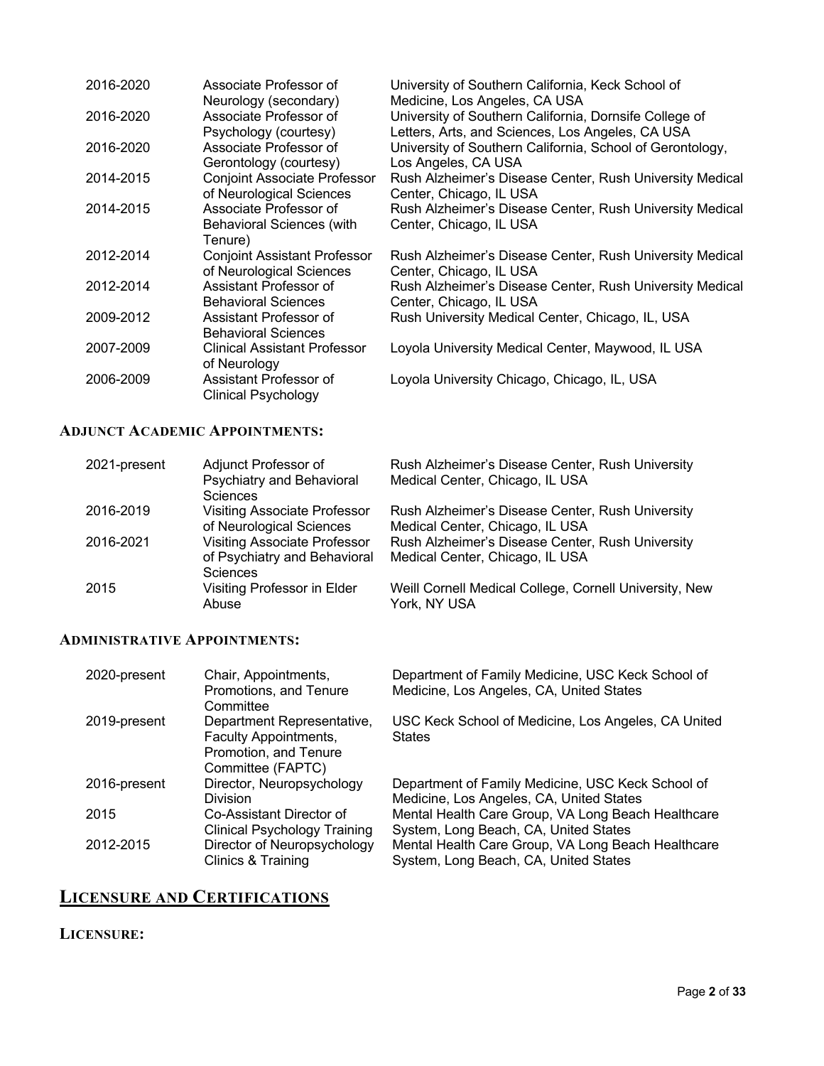| | | |
|---|---|---|
| 2016-2020 | Associate Professor of Neurology (secondary) | University of Southern California, Keck School of Medicine, Los Angeles, CA USA |
| 2016-2020 | Associate Professor of Psychology (courtesy) | University of Southern California, Dornsife College of Letters, Arts, and Sciences, Los Angeles, CA USA |
| 2016-2020 | Associate Professor of Gerontology (courtesy) | University of Southern California, School of Gerontology, Los Angeles, CA USA |
| 2014-2015 | Conjoint Associate Professor of Neurological Sciences | Rush Alzheimer's Disease Center, Rush University Medical Center, Chicago, IL USA |
| 2014-2015 | Associate Professor of Behavioral Sciences (with Tenure) | Rush Alzheimer's Disease Center, Rush University Medical Center, Chicago, IL USA |
| 2012-2014 | Conjoint Assistant Professor of Neurological Sciences | Rush Alzheimer's Disease Center, Rush University Medical Center, Chicago, IL USA |
| 2012-2014 | Assistant Professor of Behavioral Sciences | Rush Alzheimer's Disease Center, Rush University Medical Center, Chicago, IL USA |
| 2009-2012 | Assistant Professor of Behavioral Sciences | Rush University Medical Center, Chicago, IL, USA |
| 2007-2009 | Clinical Assistant Professor of Neurology | Loyola University Medical Center, Maywood, IL USA |
| 2006-2009 | Assistant Professor of Clinical Psychology | Loyola University Chicago, Chicago, IL, USA |

### ADJUNCT ACADEMIC APPOINTMENTS:

| | | |
|---|---|---|
| 2021-present | Adjunct Professor of Psychiatry and Behavioral Sciences | Rush Alzheimer's Disease Center, Rush University Medical Center, Chicago, IL USA |
| 2016-2019 | Visiting Associate Professor of Neurological Sciences | Rush Alzheimer's Disease Center, Rush University Medical Center, Chicago, IL USA |
| 2016-2021 | Visiting Associate Professor of Psychiatry and Behavioral Sciences | Rush Alzheimer's Disease Center, Rush University Medical Center, Chicago, IL USA |
| 2015 | Visiting Professor in Elder Abuse | Weill Cornell Medical College, Cornell University, New York, NY USA |

### ADMINISTRATIVE APPOINTMENTS:

| | | |
|---|---|---|
| 2020-present | Chair, Appointments, Promotions, and Tenure Committee | Department of Family Medicine, USC Keck School of Medicine, Los Angeles, CA, United States |
| 2019-present | Department Representative, Faculty Appointments, Promotion, and Tenure Committee (FAPTC) | USC Keck School of Medicine, Los Angeles, CA United States |
| 2016-present | Director, Neuropsychology Division | Department of Family Medicine, USC Keck School of Medicine, Los Angeles, CA, United States |
| 2015 | Co-Assistant Director of Clinical Psychology Training | Mental Health Care Group, VA Long Beach Healthcare System, Long Beach, CA, United States |
| 2012-2015 | Director of Neuropsychology Clinics & Training | Mental Health Care Group, VA Long Beach Healthcare System, Long Beach, CA, United States |

## LICENSURE AND CERTIFICATIONS

### LICENSURE: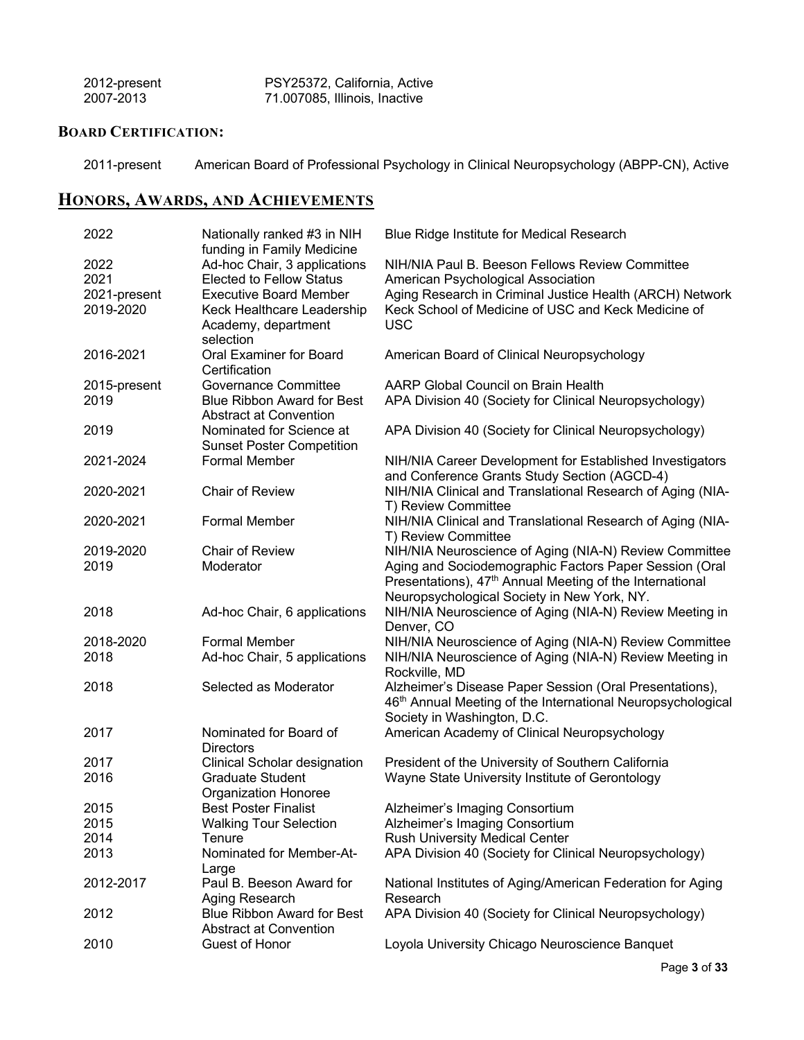| | |
|---|---|
| 2012-present | PSY25372, California, Active |
| 2007-2013 | 71.007085, Illinois, Inactive |

### BOARD CERTIFICATION:

| | |
|---|---|
| 2011-present | American Board of Professional Psychology in Clinical Neuropsychology (ABPP-CN), Active |

## HONORS, AWARDS, AND ACHIEVEMENTS

| | | |
|---|---|---|
| 2022 | Nationally ranked #3 in NIH funding in Family Medicine | Blue Ridge Institute for Medical Research |
| 2022 | Ad-hoc Chair, 3 applications | NIH/NIA Paul B. Beeson Fellows Review Committee |
| 2021 | Elected to Fellow Status | American Psychological Association |
| 2021-present | Executive Board Member | Aging Research in Criminal Justice Health (ARCH) Network |
| 2019-2020 | Keck Healthcare Leadership Academy, department selection | Keck School of Medicine of USC and Keck Medicine of USC |
| 2016-2021 | Oral Examiner for Board Certification | American Board of Clinical Neuropsychology |
| 2015-present | Governance Committee | AARP Global Council on Brain Health |
| 2019 | Blue Ribbon Award for Best Abstract at Convention | APA Division 40 (Society for Clinical Neuropsychology) |
| 2019 | Nominated for Science at Sunset Poster Competition | APA Division 40 (Society for Clinical Neuropsychology) |
| 2021-2024 | Formal Member | NIH/NIA Career Development for Established Investigators and Conference Grants Study Section (AGCD-4) |
| 2020-2021 | Chair of Review | NIH/NIA Clinical and Translational Research of Aging (NIA-T) Review Committee |
| 2020-2021 | Formal Member | NIH/NIA Clinical and Translational Research of Aging (NIA-T) Review Committee |
| 2019-2020 | Chair of Review | NIH/NIA Neuroscience of Aging (NIA-N) Review Committee |
| 2019 | Moderator | Aging and Sociodemographic Factors Paper Session (Oral Presentations), 47th Annual Meeting of the International Neuropsychological Society in New York, NY. |
| 2018 | Ad-hoc Chair, 6 applications | NIH/NIA Neuroscience of Aging (NIA-N) Review Meeting in Denver, CO |
| 2018-2020 | Formal Member | NIH/NIA Neuroscience of Aging (NIA-N) Review Committee |
| 2018 | Ad-hoc Chair, 5 applications | NIH/NIA Neuroscience of Aging (NIA-N) Review Meeting in Rockville, MD |
| 2018 | Selected as Moderator | Alzheimer's Disease Paper Session (Oral Presentations), 46th Annual Meeting of the International Neuropsychological Society in Washington, D.C. |
| 2017 | Nominated for Board of Directors | American Academy of Clinical Neuropsychology |
| 2017 | Clinical Scholar designation | President of the University of Southern California |
| 2016 | Graduate Student Organization Honoree | Wayne State University Institute of Gerontology |
| 2015 | Best Poster Finalist | Alzheimer's Imaging Consortium |
| 2015 | Walking Tour Selection | Alzheimer's Imaging Consortium |
| 2014 | Tenure | Rush University Medical Center |
| 2013 | Nominated for Member-At-Large | APA Division 40 (Society for Clinical Neuropsychology) |
| 2012-2017 | Paul B. Beeson Award for Aging Research | National Institutes of Aging/American Federation for Aging Research |
| 2012 | Blue Ribbon Award for Best Abstract at Convention | APA Division 40 (Society for Clinical Neuropsychology) |
| 2010 | Guest of Honor | Loyola University Chicago Neuroscience Banquet |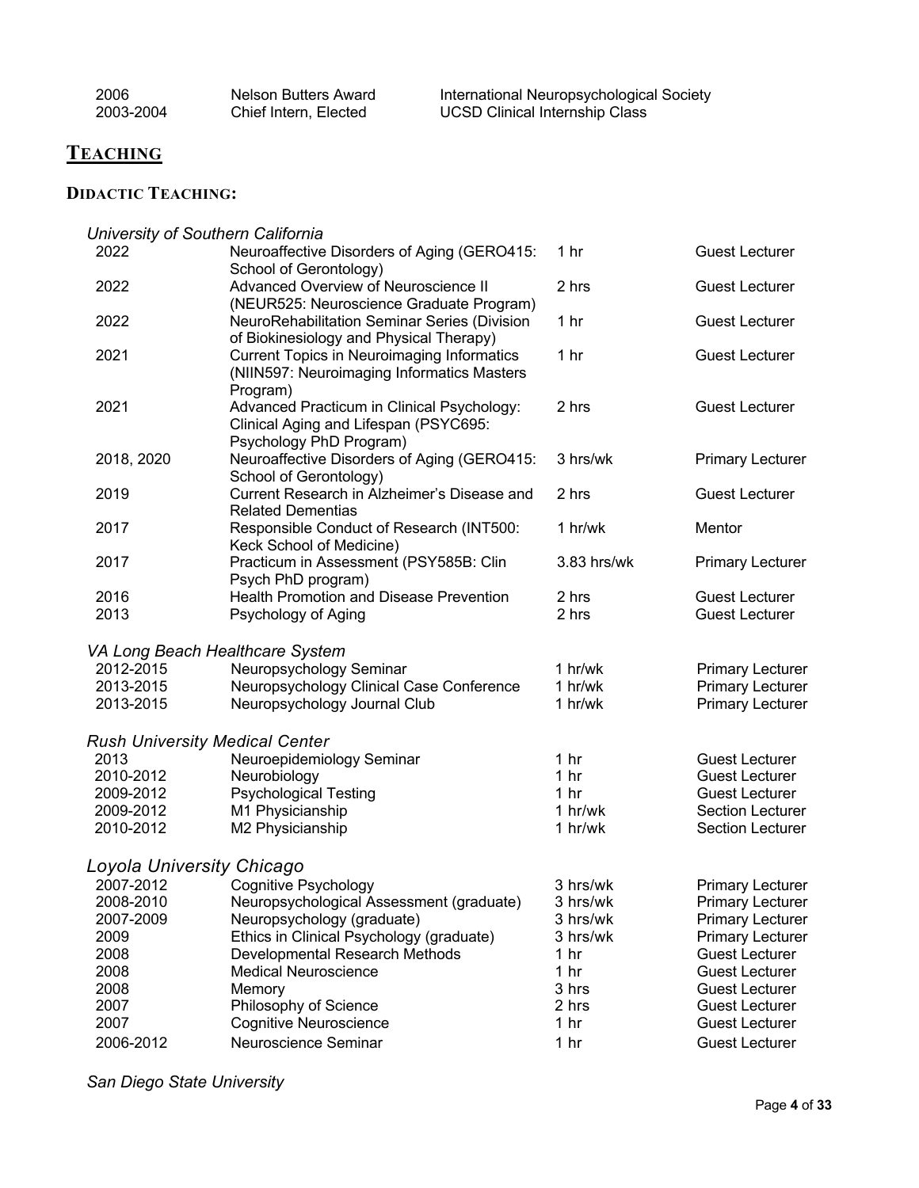| | | |
|---|---|---|
| 2006 | Nelson Butters Award | International Neuropsychological Society |
| 2003-2004 | Chief Intern, Elected | UCSD Clinical Internship Class |

## TEACHING

### DIDACTIC TEACHING:

*University of Southern California*

| | | | |
|---|---|---|---|
| 2022 | Neuroaffective Disorders of Aging (GERO415: School of Gerontology) | 1 hr | Guest Lecturer |
| 2022 | Advanced Overview of Neuroscience II (NEUR525: Neuroscience Graduate Program) | 2 hrs | Guest Lecturer |
| 2022 | NeuroRehabilitation Seminar Series (Division of Biokinesiology and Physical Therapy) | 1 hr | Guest Lecturer |
| 2021 | Current Topics in Neuroimaging Informatics (NIIN597: Neuroimaging Informatics Masters Program) | 1 hr | Guest Lecturer |
| 2021 | Advanced Practicum in Clinical Psychology: Clinical Aging and Lifespan (PSYC695: Psychology PhD Program) | 2 hrs | Guest Lecturer |
| 2018, 2020 | Neuroaffective Disorders of Aging (GERO415: School of Gerontology) | 3 hrs/wk | Primary Lecturer |
| 2019 | Current Research in Alzheimer's Disease and Related Dementias | 2 hrs | Guest Lecturer |
| 2017 | Responsible Conduct of Research (INT500: Keck School of Medicine) | 1 hr/wk | Mentor |
| 2017 | Practicum in Assessment (PSY585B: Clin Psych PhD program) | 3.83 hrs/wk | Primary Lecturer |
| 2016 | Health Promotion and Disease Prevention | 2 hrs | Guest Lecturer |
| 2013 | Psychology of Aging | 2 hrs | Guest Lecturer |

*VA Long Beach Healthcare System*

| | | | |
|---|---|---|---|
| 2012-2015 | Neuropsychology Seminar | 1 hr/wk | Primary Lecturer |
| 2013-2015 | Neuropsychology Clinical Case Conference | 1 hr/wk | Primary Lecturer |
| 2013-2015 | Neuropsychology Journal Club | 1 hr/wk | Primary Lecturer |

*Rush University Medical Center*

| | | | |
|---|---|---|---|
| 2013 | Neuroepidemiology Seminar | 1 hr | Guest Lecturer |
| 2010-2012 | Neurobiology | 1 hr | Guest Lecturer |
| 2009-2012 | Psychological Testing | 1 hr | Guest Lecturer |
| 2009-2012 | M1 Physicianship | 1 hr/wk | Section Lecturer |
| 2010-2012 | M2 Physicianship | 1 hr/wk | Section Lecturer |

*Loyola University Chicago*

| | | | |
|---|---|---|---|
| 2007-2012 | Cognitive Psychology | 3 hrs/wk | Primary Lecturer |
| 2008-2010 | Neuropsychological Assessment (graduate) | 3 hrs/wk | Primary Lecturer |
| 2007-2009 | Neuropsychology (graduate) | 3 hrs/wk | Primary Lecturer |
| 2009 | Ethics in Clinical Psychology (graduate) | 3 hrs/wk | Primary Lecturer |
| 2008 | Developmental Research Methods | 1 hr | Guest Lecturer |
| 2008 | Medical Neuroscience | 1 hr | Guest Lecturer |
| 2008 | Memory | 3 hrs | Guest Lecturer |
| 2007 | Philosophy of Science | 2 hrs | Guest Lecturer |
| 2007 | Cognitive Neuroscience | 1 hr | Guest Lecturer |
| 2006-2012 | Neuroscience Seminar | 1 hr | Guest Lecturer |

*San Diego State University*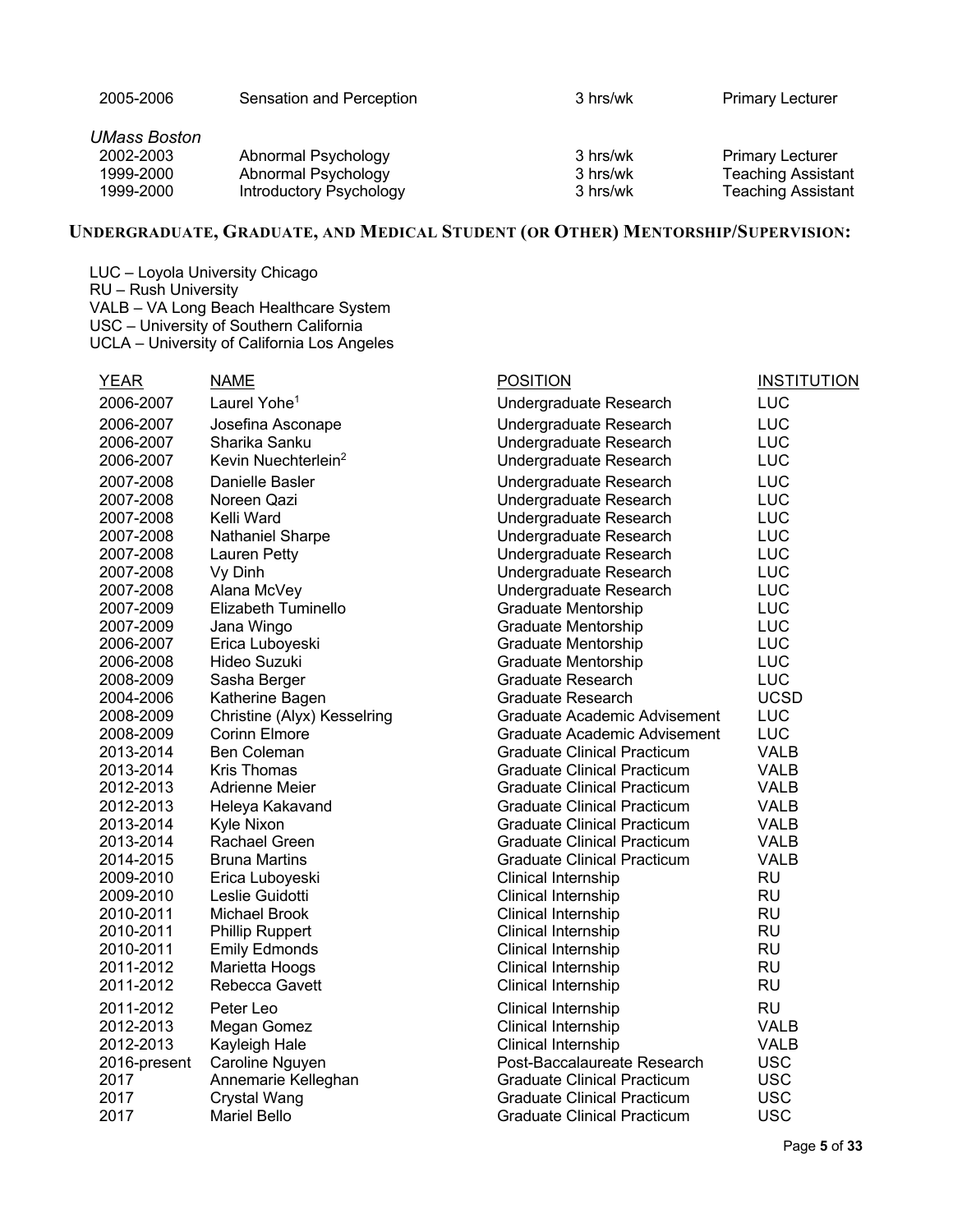| | | | |
|---|---|---|---|
| 2005-2006 | Sensation and Perception | 3 hrs/wk | Primary Lecturer |

*UMass Boston*

| | | | |
|---|---|---|---|
| 2002-2003 | Abnormal Psychology | 3 hrs/wk | Primary Lecturer |
| 1999-2000 | Abnormal Psychology | 3 hrs/wk | Teaching Assistant |
| 1999-2000 | Introductory Psychology | 3 hrs/wk | Teaching Assistant |

## UNDERGRADUATE, GRADUATE, AND MEDICAL STUDENT (OR OTHER) MENTORSHIP/SUPERVISION:

LUC – Loyola University Chicago
RU – Rush University
VALB – VA Long Beach Healthcare System
USC – University of Southern California
UCLA – University of California Los Angeles

| YEAR | NAME | POSITION | INSTITUTION |
|---|---|---|---|
| 2006-2007 | Laurel Yohe[1] | Undergraduate Research | LUC |
| 2006-2007 | Josefina Asconape | Undergraduate Research | LUC |
| 2006-2007 | Sharika Sanku | Undergraduate Research | LUC |
| 2006-2007 | Kevin Nuechterlein[2] | Undergraduate Research | LUC |
| 2007-2008 | Danielle Basler | Undergraduate Research | LUC |
| 2007-2008 | Noreen Qazi | Undergraduate Research | LUC |
| 2007-2008 | Kelli Ward | Undergraduate Research | LUC |
| 2007-2008 | Nathaniel Sharpe | Undergraduate Research | LUC |
| 2007-2008 | Lauren Petty | Undergraduate Research | LUC |
| 2007-2008 | Vy Dinh | Undergraduate Research | LUC |
| 2007-2008 | Alana McVey | Undergraduate Research | LUC |
| 2007-2009 | Elizabeth Tuminello | Graduate Mentorship | LUC |
| 2007-2009 | Jana Wingo | Graduate Mentorship | LUC |
| 2006-2007 | Erica Luboyeski | Graduate Mentorship | LUC |
| 2006-2008 | Hideo Suzuki | Graduate Mentorship | LUC |
| 2008-2009 | Sasha Berger | Graduate Research | LUC |
| 2004-2006 | Katherine Bagen | Graduate Research | UCSD |
| 2008-2009 | Christine (Alyx) Kesselring | Graduate Academic Advisement | LUC |
| 2008-2009 | Corinn Elmore | Graduate Academic Advisement | LUC |
| 2013-2014 | Ben Coleman | Graduate Clinical Practicum | VALB |
| 2013-2014 | Kris Thomas | Graduate Clinical Practicum | VALB |
| 2012-2013 | Adrienne Meier | Graduate Clinical Practicum | VALB |
| 2012-2013 | Heleya Kakavand | Graduate Clinical Practicum | VALB |
| 2013-2014 | Kyle Nixon | Graduate Clinical Practicum | VALB |
| 2013-2014 | Rachael Green | Graduate Clinical Practicum | VALB |
| 2014-2015 | Bruna Martins | Graduate Clinical Practicum | VALB |
| 2009-2010 | Erica Luboyeski | Clinical Internship | RU |
| 2009-2010 | Leslie Guidotti | Clinical Internship | RU |
| 2010-2011 | Michael Brook | Clinical Internship | RU |
| 2010-2011 | Phillip Ruppert | Clinical Internship | RU |
| 2010-2011 | Emily Edmonds | Clinical Internship | RU |
| 2011-2012 | Marietta Hoogs | Clinical Internship | RU |
| 2011-2012 | Rebecca Gavett | Clinical Internship | RU |
| 2011-2012 | Peter Leo | Clinical Internship | RU |
| 2012-2013 | Megan Gomez | Clinical Internship | VALB |
| 2012-2013 | Kayleigh Hale | Clinical Internship | VALB |
| 2016-present | Caroline Nguyen | Post-Baccalaureate Research | USC |
| 2017 | Annemarie Kelleghan | Graduate Clinical Practicum | USC |
| 2017 | Crystal Wang | Graduate Clinical Practicum | USC |
| 2017 | Mariel Bello | Graduate Clinical Practicum | USC |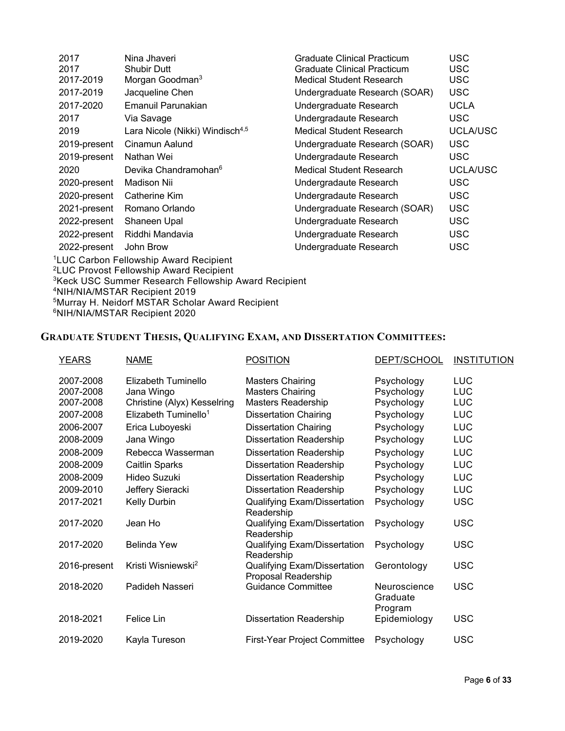| | | | |
|---|---|---|---|
| 2017 | Nina Jhaveri | Graduate Clinical Practicum | USC |
| 2017 | Shubir Dutt | Graduate Clinical Practicum | USC |
| 2017-2019 | Morgan Goodman[3] | Medical Student Research | USC |
| 2017-2019 | Jacqueline Chen | Undergraduate Research (SOAR) | USC |
| 2017-2020 | Emanuil Parunakian | Undergraduate Research | UCLA |
| 2017 | Via Savage | Undergradaute Research | USC |
| 2019 | Lara Nicole (Nikki) Windisch[4,5] | Medical Student Research | UCLA/USC |
| 2019-present | Cinamun Aalund | Undergraduate Research (SOAR) | USC |
| 2019-present | Nathan Wei | Undergradaute Research | USC |
| 2020 | Devika Chandramohan[6] | Medical Student Research | UCLA/USC |
| 2020-present | Madison Nii | Undergradaute Research | USC |
| 2020-present | Catherine Kim | Undergradaute Research | USC |
| 2021-present | Romano Orlando | Undergraduate Research (SOAR) | USC |
| 2022-present | Shaneen Upal | Undergraduate Research | USC |
| 2022-present | Riddhi Mandavia | Undergraduate Research | USC |
| 2022-present | John Brow | Undergraduate Research | USC |

[1]LUC Carbon Fellowship Award Recipient
[2]LUC Provost Fellowship Award Recipient
[3]Keck USC Summer Research Fellowship Award Recipient
[4]NIH/NIA/MSTAR Recipient 2019
[5]Murray H. Neidorf MSTAR Scholar Award Recipient
[6]NIH/NIA/MSTAR Recipient 2020

## GRADUATE STUDENT THESIS, QUALIFYING EXAM, AND DISSERTATION COMMITTEES:

| YEARS | NAME | POSITION | DEPT/SCHOOL | INSTITUTION |
|---|---|---|---|---|
| 2007-2008 | Elizabeth Tuminello | Masters Chairing | Psychology | LUC |
| 2007-2008 | Jana Wingo | Masters Chairing | Psychology | LUC |
| 2007-2008 | Christine (Alyx) Kesselring | Masters Readership | Psychology | LUC |
| 2007-2008 | Elizabeth Tuminello[1] | Dissertation Chairing | Psychology | LUC |
| 2006-2007 | Erica Luboyeski | Dissertation Chairing | Psychology | LUC |
| 2008-2009 | Jana Wingo | Dissertation Readership | Psychology | LUC |
| 2008-2009 | Rebecca Wasserman | Dissertation Readership | Psychology | LUC |
| 2008-2009 | Caitlin Sparks | Dissertation Readership | Psychology | LUC |
| 2008-2009 | Hideo Suzuki | Dissertation Readership | Psychology | LUC |
| 2009-2010 | Jeffery Sieracki | Dissertation Readership | Psychology | LUC |
| 2017-2021 | Kelly Durbin | Qualifying Exam/Dissertation Readership | Psychology | USC |
| 2017-2020 | Jean Ho | Qualifying Exam/Dissertation Readership | Psychology | USC |
| 2017-2020 | Belinda Yew | Qualifying Exam/Dissertation Readership | Psychology | USC |
| 2016-present | Kristi Wisniewski[2] | Qualifying Exam/Dissertation Proposal Readership | Gerontology | USC |
| 2018-2020 | Padideh Nasseri | Guidance Committee | Neuroscience Graduate Program | USC |
| 2018-2021 | Felice Lin | Dissertation Readership | Epidemiology | USC |
| 2019-2020 | Kayla Tureson | First-Year Project Committee | Psychology | USC |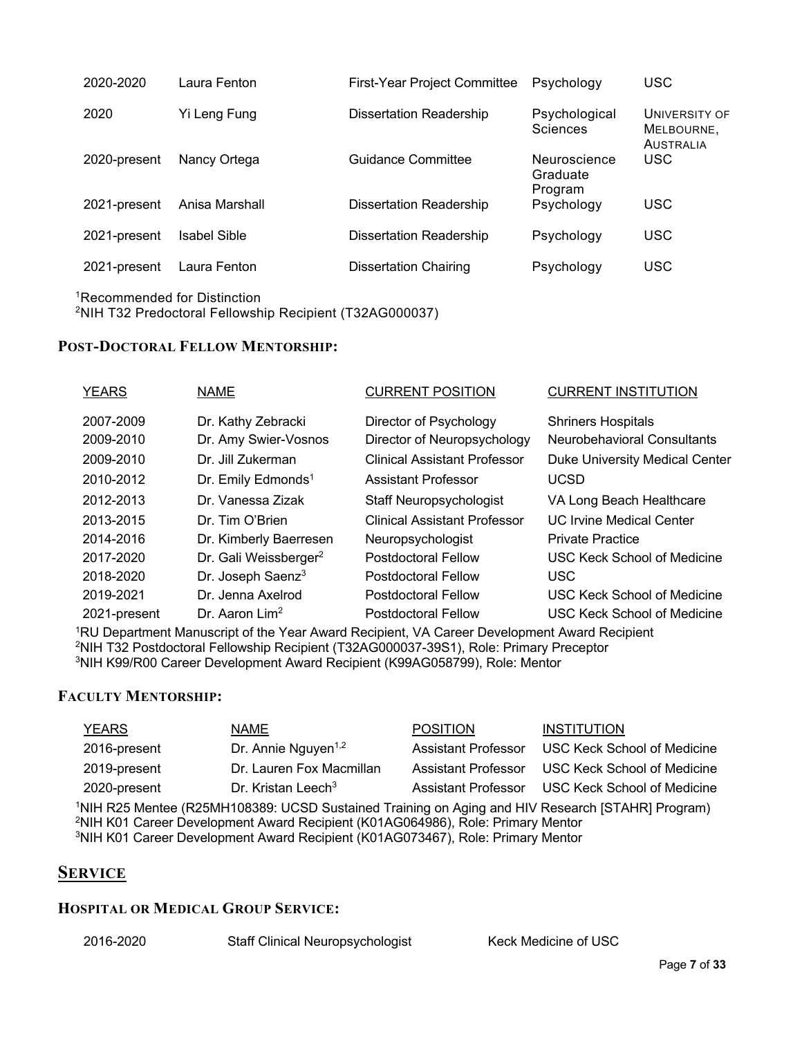| | | | | |
|---|---|---|---|---|
| 2020-2020 | Laura Fenton | First-Year Project Committee | Psychology | USC |
| 2020 | Yi Leng Fung | Dissertation Readership | Psychological Sciences | UNIVERSITY OF MELBOURNE, AUSTRALIA |
| 2020-present | Nancy Ortega | Guidance Committee | Neuroscience Graduate Program | USC |
| 2021-present | Anisa Marshall | Dissertation Readership | Psychology | USC |
| 2021-present | Isabel Sible | Dissertation Readership | Psychology | USC |
| 2021-present | Laura Fenton | Dissertation Chairing | Psychology | USC |

[1]Recommended for Distinction
[2]NIH T32 Predoctoral Fellowship Recipient (T32AG000037)

### POST-DOCTORAL FELLOW MENTORSHIP:

| YEARS | NAME | CURRENT POSITION | CURRENT INSTITUTION |
|---|---|---|---|
| 2007-2009 | Dr. Kathy Zebracki | Director of Psychology | Shriners Hospitals |
| 2009-2010 | Dr. Amy Swier-Vosnos | Director of Neuropsychology | Neurobehavioral Consultants |
| 2009-2010 | Dr. Jill Zukerman | Clinical Assistant Professor | Duke University Medical Center |
| 2010-2012 | Dr. Emily Edmonds[1] | Assistant Professor | UCSD |
| 2012-2013 | Dr. Vanessa Zizak | Staff Neuropsychologist | VA Long Beach Healthcare |
| 2013-2015 | Dr. Tim O'Brien | Clinical Assistant Professor | UC Irvine Medical Center |
| 2014-2016 | Dr. Kimberly Baerresen | Neuropsychologist | Private Practice |
| 2017-2020 | Dr. Gali Weissberger[2] | Postdoctoral Fellow | USC Keck School of Medicine |
| 2018-2020 | Dr. Joseph Saenz[3] | Postdoctoral Fellow | USC |
| 2019-2021 | Dr. Jenna Axelrod | Postdoctoral Fellow | USC Keck School of Medicine |
| 2021-present | Dr. Aaron Lim[2] | Postdoctoral Fellow | USC Keck School of Medicine |

[1]RU Department Manuscript of the Year Award Recipient, VA Career Development Award Recipient
[2]NIH T32 Postdoctoral Fellowship Recipient (T32AG000037-39S1), Role: Primary Preceptor
[3]NIH K99/R00 Career Development Award Recipient (K99AG058799), Role: Mentor

### FACULTY MENTORSHIP:

| YEARS | NAME | POSITION | INSTITUTION |
|---|---|---|---|
| 2016-present | Dr. Annie Nguyen[1,2] | Assistant Professor | USC Keck School of Medicine |
| 2019-present | Dr. Lauren Fox Macmillan | Assistant Professor | USC Keck School of Medicine |
| 2020-present | Dr. Kristan Leech[3] | Assistant Professor | USC Keck School of Medicine |

[1]NIH R25 Mentee (R25MH108389: UCSD Sustained Training on Aging and HIV Research [STAHR] Program)
[2]NIH K01 Career Development Award Recipient (K01AG064986), Role: Primary Mentor
[3]NIH K01 Career Development Award Recipient (K01AG073467), Role: Primary Mentor

## SERVICE

### HOSPITAL OR MEDICAL GROUP SERVICE:

| | | |
|---|---|---|
| 2016-2020 | Staff Clinical Neuropsychologist | Keck Medicine of USC |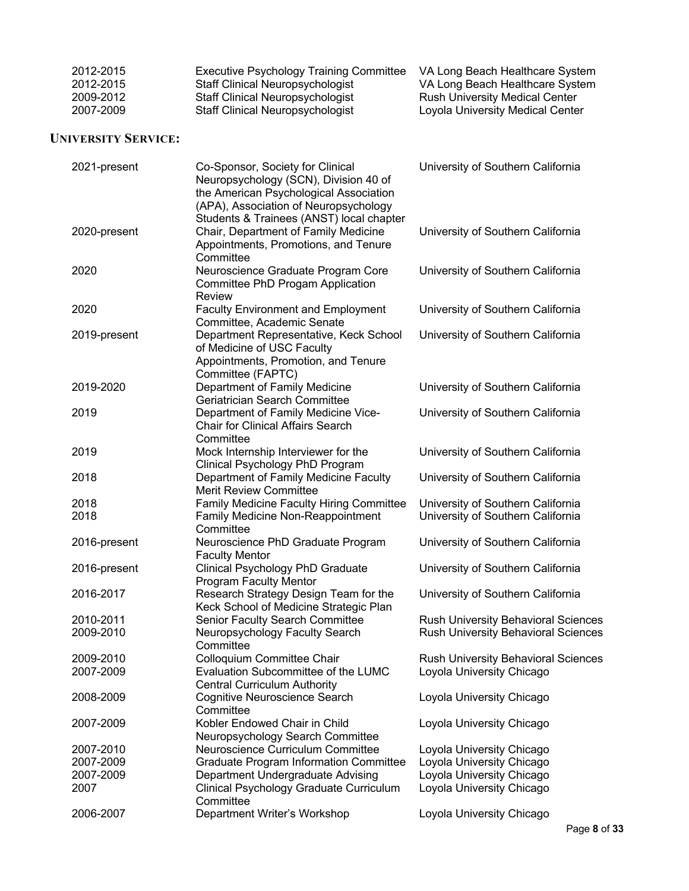| | | |
|---|---|---|
| 2012-2015 | Executive Psychology Training Committee | VA Long Beach Healthcare System |
| 2012-2015 | Staff Clinical Neuropsychologist | VA Long Beach Healthcare System |
| 2009-2012 | Staff Clinical Neuropsychologist | Rush University Medical Center |
| 2007-2009 | Staff Clinical Neuropsychologist | Loyola University Medical Center |

## UNIVERSITY SERVICE:

| | | |
|---|---|---|
| 2021-present | Co-Sponsor, Society for Clinical Neuropsychology (SCN), Division 40 of the American Psychological Association (APA), Association of Neuropsychology Students & Trainees (ANST) local chapter | University of Southern California |
| 2020-present | Chair, Department of Family Medicine Appointments, Promotions, and Tenure Committee | University of Southern California |
| 2020 | Neuroscience Graduate Program Core Committee PhD Progam Application Review | University of Southern California |
| 2020 | Faculty Environment and Employment Committee, Academic Senate | University of Southern California |
| 2019-present | Department Representative, Keck School of Medicine of USC Faculty Appointments, Promotion, and Tenure Committee (FAPTC) | University of Southern California |
| 2019-2020 | Department of Family Medicine Geriatrician Search Committee | University of Southern California |
| 2019 | Department of Family Medicine Vice-Chair for Clinical Affairs Search Committee | University of Southern California |
| 2019 | Mock Internship Interviewer for the Clinical Psychology PhD Program | University of Southern California |
| 2018 | Department of Family Medicine Faculty Merit Review Committee | University of Southern California |
| 2018 | Family Medicine Faculty Hiring Committee | University of Southern California |
| 2018 | Family Medicine Non-Reappointment Committee | University of Southern California |
| 2016-present | Neuroscience PhD Graduate Program Faculty Mentor | University of Southern California |
| 2016-present | Clinical Psychology PhD Graduate Program Faculty Mentor | University of Southern California |
| 2016-2017 | Research Strategy Design Team for the Keck School of Medicine Strategic Plan | University of Southern California |
| 2010-2011 | Senior Faculty Search Committee | Rush University Behavioral Sciences |
| 2009-2010 | Neuropsychology Faculty Search Committee | Rush University Behavioral Sciences |
| 2009-2010 | Colloquium Committee Chair | Rush University Behavioral Sciences |
| 2007-2009 | Evaluation Subcommittee of the LUMC Central Curriculum Authority | Loyola University Chicago |
| 2008-2009 | Cognitive Neuroscience Search Committee | Loyola University Chicago |
| 2007-2009 | Kobler Endowed Chair in Child Neuropsychology Search Committee | Loyola University Chicago |
| 2007-2010 | Neuroscience Curriculum Committee | Loyola University Chicago |
| 2007-2009 | Graduate Program Information Committee | Loyola University Chicago |
| 2007-2009 | Department Undergraduate Advising | Loyola University Chicago |
| 2007 | Clinical Psychology Graduate Curriculum Committee | Loyola University Chicago |
| 2006-2007 | Department Writer's Workshop | Loyola University Chicago |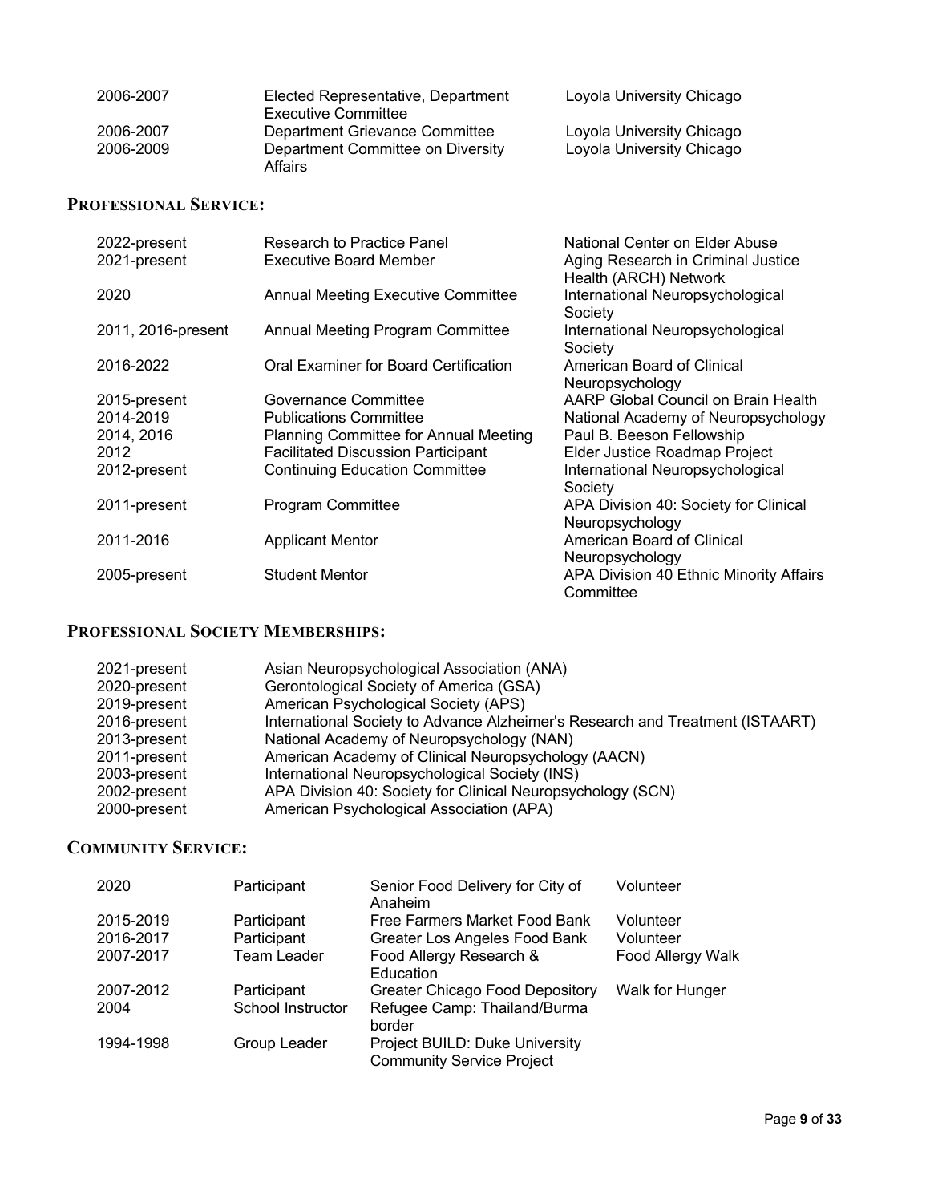| | | |
|---|---|---|
| 2006-2007 | Elected Representative, Department Executive Committee | Loyola University Chicago |
| 2006-2007 | Department Grievance Committee | Loyola University Chicago |
| 2006-2009 | Department Committee on Diversity Affairs | Loyola University Chicago |

## PROFESSIONAL SERVICE:

| | | |
|---|---|---|
| 2022-present | Research to Practice Panel | National Center on Elder Abuse |
| 2021-present | Executive Board Member | Aging Research in Criminal Justice Health (ARCH) Network |
| 2020 | Annual Meeting Executive Committee | International Neuropsychological Society |
| 2011, 2016-present | Annual Meeting Program Committee | International Neuropsychological Society |
| 2016-2022 | Oral Examiner for Board Certification | American Board of Clinical Neuropsychology |
| 2015-present | Governance Committee | AARP Global Council on Brain Health |
| 2014-2019 | Publications Committee | National Academy of Neuropsychology |
| 2014, 2016 | Planning Committee for Annual Meeting | Paul B. Beeson Fellowship |
| 2012 | Facilitated Discussion Participant | Elder Justice Roadmap Project |
| 2012-present | Continuing Education Committee | International Neuropsychological Society |
| 2011-present | Program Committee | APA Division 40: Society for Clinical Neuropsychology |
| 2011-2016 | Applicant Mentor | American Board of Clinical Neuropsychology |
| 2005-present | Student Mentor | APA Division 40 Ethnic Minority Affairs Committee |

## PROFESSIONAL SOCIETY MEMBERSHIPS:

| | |
|---|---|
| 2021-present | Asian Neuropsychological Association (ANA) |
| 2020-present | Gerontological Society of America (GSA) |
| 2019-present | American Psychological Society (APS) |
| 2016-present | International Society to Advance Alzheimer's Research and Treatment (ISTAART) |
| 2013-present | National Academy of Neuropsychology (NAN) |
| 2011-present | American Academy of Clinical Neuropsychology (AACN) |
| 2003-present | International Neuropsychological Society (INS) |
| 2002-present | APA Division 40: Society for Clinical Neuropsychology (SCN) |
| 2000-present | American Psychological Association (APA) |

## COMMUNITY SERVICE:

| | | | |
|---|---|---|---|
| 2020 | Participant | Senior Food Delivery for City of Anaheim | Volunteer |
| 2015-2019 | Participant | Free Farmers Market Food Bank | Volunteer |
| 2016-2017 | Participant | Greater Los Angeles Food Bank | Volunteer |
| 2007-2017 | Team Leader | Food Allergy Research & Education | Food Allergy Walk |
| 2007-2012 | Participant | Greater Chicago Food Depository | Walk for Hunger |
| 2004 | School Instructor | Refugee Camp: Thailand/Burma border | |
| 1994-1998 | Group Leader | Project BUILD: Duke University Community Service Project | |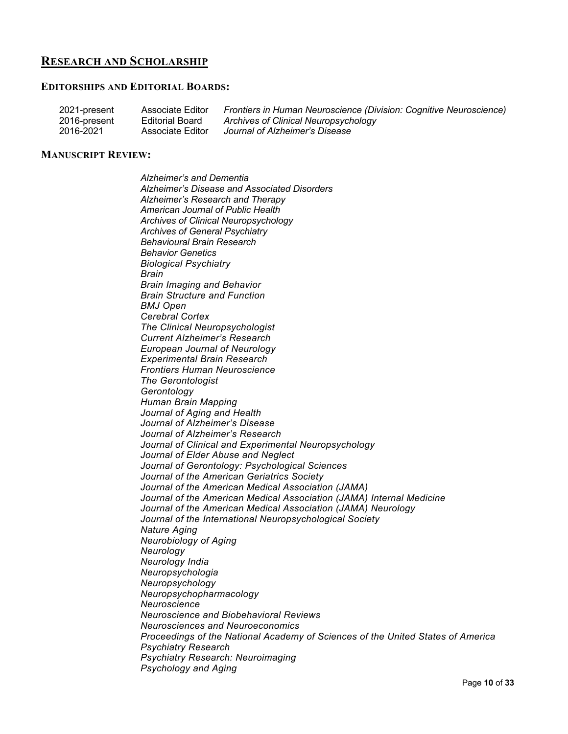## RESEARCH AND SCHOLARSHIP

### EDITORSHIPS AND EDITORIAL BOARDS:

| | | |
|---|---|---|
| 2021-present | Associate Editor | *Frontiers in Human Neuroscience (Division: Cognitive Neuroscience)* |
| 2016-present | Editorial Board | *Archives of Clinical Neuropsychology* |
| 2016-2021 | Associate Editor | *Journal of Alzheimer's Disease* |

### MANUSCRIPT REVIEW:

*Alzheimer's and Dementia*
*Alzheimer's Disease and Associated Disorders*
*Alzheimer's Research and Therapy*
*American Journal of Public Health*
*Archives of Clinical Neuropsychology*
*Archives of General Psychiatry*
*Behavioural Brain Research*
*Behavior Genetics*
*Biological Psychiatry*
*Brain*
*Brain Imaging and Behavior*
*Brain Structure and Function*
*BMJ Open*
*Cerebral Cortex*
*The Clinical Neuropsychologist*
*Current Alzheimer's Research*
*European Journal of Neurology*
*Experimental Brain Research*
*Frontiers Human Neuroscience*
*The Gerontologist*
*Gerontology*
*Human Brain Mapping*
*Journal of Aging and Health*
*Journal of Alzheimer's Disease*
*Journal of Alzheimer's Research*
*Journal of Clinical and Experimental Neuropsychology*
*Journal of Elder Abuse and Neglect*
*Journal of Gerontology: Psychological Sciences*
*Journal of the American Geriatrics Society*
*Journal of the American Medical Association (JAMA)*
*Journal of the American Medical Association (JAMA) Internal Medicine*
*Journal of the American Medical Association (JAMA) Neurology*
*Journal of the International Neuropsychological Society*
*Nature Aging*
*Neurobiology of Aging*
*Neurology*
*Neurology India*
*Neuropsychologia*
*Neuropsychology*
*Neuropsychopharmacology*
*Neuroscience*
*Neuroscience and Biobehavioral Reviews*
*Neurosciences and Neuroeconomics*
*Proceedings of the National Academy of Sciences of the United States of America*
*Psychiatry Research*
*Psychiatry Research: Neuroimaging*
*Psychology and Aging*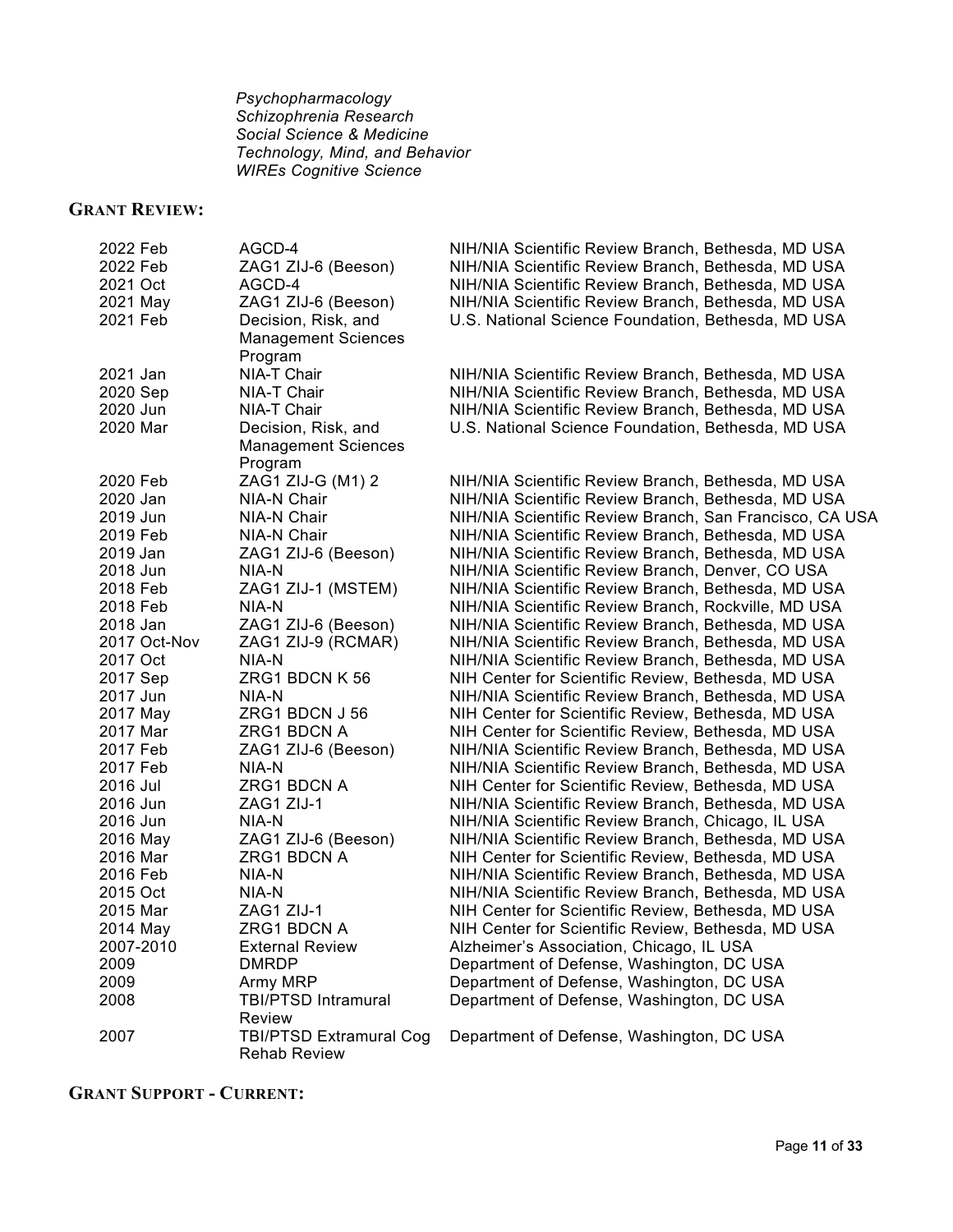*Psychopharmacology*
*Schizophrenia Research*
*Social Science & Medicine*
*Technology, Mind, and Behavior*
*WIREs Cognitive Science*

## GRANT REVIEW:

| | | |
|---|---|---|
| 2022 Feb | AGCD-4 | NIH/NIA Scientific Review Branch, Bethesda, MD USA |
| 2022 Feb | ZAG1 ZIJ-6 (Beeson) | NIH/NIA Scientific Review Branch, Bethesda, MD USA |
| 2021 Oct | AGCD-4 | NIH/NIA Scientific Review Branch, Bethesda, MD USA |
| 2021 May | ZAG1 ZIJ-6 (Beeson) | NIH/NIA Scientific Review Branch, Bethesda, MD USA |
| 2021 Feb | Decision, Risk, and Management Sciences Program | U.S. National Science Foundation, Bethesda, MD USA |
| 2021 Jan | NIA-T Chair | NIH/NIA Scientific Review Branch, Bethesda, MD USA |
| 2020 Sep | NIA-T Chair | NIH/NIA Scientific Review Branch, Bethesda, MD USA |
| 2020 Jun | NIA-T Chair | NIH/NIA Scientific Review Branch, Bethesda, MD USA |
| 2020 Mar | Decision, Risk, and Management Sciences Program | U.S. National Science Foundation, Bethesda, MD USA |
| 2020 Feb | ZAG1 ZIJ-G (M1) 2 | NIH/NIA Scientific Review Branch, Bethesda, MD USA |
| 2020 Jan | NIA-N Chair | NIH/NIA Scientific Review Branch, Bethesda, MD USA |
| 2019 Jun | NIA-N Chair | NIH/NIA Scientific Review Branch, San Francisco, CA USA |
| 2019 Feb | NIA-N Chair | NIH/NIA Scientific Review Branch, Bethesda, MD USA |
| 2019 Jan | ZAG1 ZIJ-6 (Beeson) | NIH/NIA Scientific Review Branch, Bethesda, MD USA |
| 2018 Jun | NIA-N | NIH/NIA Scientific Review Branch, Denver, CO USA |
| 2018 Feb | ZAG1 ZIJ-1 (MSTEM) | NIH/NIA Scientific Review Branch, Bethesda, MD USA |
| 2018 Feb | NIA-N | NIH/NIA Scientific Review Branch, Rockville, MD USA |
| 2018 Jan | ZAG1 ZIJ-6 (Beeson) | NIH/NIA Scientific Review Branch, Bethesda, MD USA |
| 2017 Oct-Nov | ZAG1 ZIJ-9 (RCMAR) | NIH/NIA Scientific Review Branch, Bethesda, MD USA |
| 2017 Oct | NIA-N | NIH/NIA Scientific Review Branch, Bethesda, MD USA |
| 2017 Sep | ZRG1 BDCN K 56 | NIH Center for Scientific Review, Bethesda, MD USA |
| 2017 Jun | NIA-N | NIH/NIA Scientific Review Branch, Bethesda, MD USA |
| 2017 May | ZRG1 BDCN J 56 | NIH Center for Scientific Review, Bethesda, MD USA |
| 2017 Mar | ZRG1 BDCN A | NIH Center for Scientific Review, Bethesda, MD USA |
| 2017 Feb | ZAG1 ZIJ-6 (Beeson) | NIH/NIA Scientific Review Branch, Bethesda, MD USA |
| 2017 Feb | NIA-N | NIH/NIA Scientific Review Branch, Bethesda, MD USA |
| 2016 Jul | ZRG1 BDCN A | NIH Center for Scientific Review, Bethesda, MD USA |
| 2016 Jun | ZAG1 ZIJ-1 | NIH/NIA Scientific Review Branch, Bethesda, MD USA |
| 2016 Jun | NIA-N | NIH/NIA Scientific Review Branch, Chicago, IL USA |
| 2016 May | ZAG1 ZIJ-6 (Beeson) | NIH/NIA Scientific Review Branch, Bethesda, MD USA |
| 2016 Mar | ZRG1 BDCN A | NIH Center for Scientific Review, Bethesda, MD USA |
| 2016 Feb | NIA-N | NIH/NIA Scientific Review Branch, Bethesda, MD USA |
| 2015 Oct | NIA-N | NIH/NIA Scientific Review Branch, Bethesda, MD USA |
| 2015 Mar | ZAG1 ZIJ-1 | NIH Center for Scientific Review, Bethesda, MD USA |
| 2014 May | ZRG1 BDCN A | NIH Center for Scientific Review, Bethesda, MD USA |
| 2007-2010 | External Review | Alzheimer's Association, Chicago, IL USA |
| 2009 | DMRDP | Department of Defense, Washington, DC USA |
| 2009 | Army MRP | Department of Defense, Washington, DC USA |
| 2008 | TBI/PTSD Intramural Review | Department of Defense, Washington, DC USA |
| 2007 | TBI/PTSD Extramural Cog Rehab Review | Department of Defense, Washington, DC USA |

## GRANT SUPPORT - CURRENT: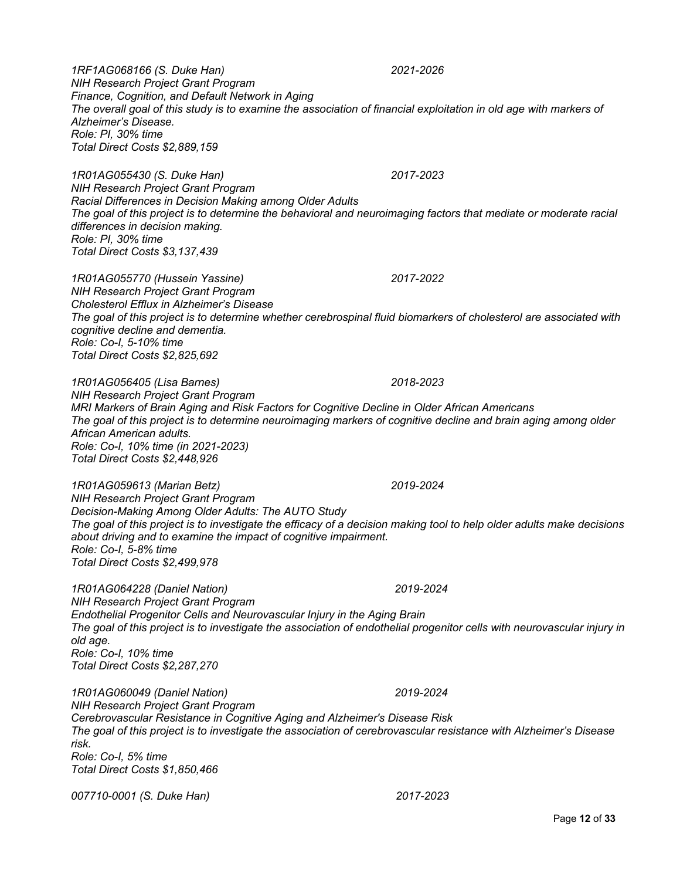*1RF1AG068166 (S. Duke Han) 2021-2026*
*NIH Research Project Grant Program*
*Finance, Cognition, and Default Network in Aging*
*The overall goal of this study is to examine the association of financial exploitation in old age with markers of Alzheimer's Disease.*
*Role: PI, 30% time*
*Total Direct Costs $2,889,159*

*1R01AG055430 (S. Duke Han) 2017-2023*
*NIH Research Project Grant Program*
*Racial Differences in Decision Making among Older Adults*
*The goal of this project is to determine the behavioral and neuroimaging factors that mediate or moderate racial differences in decision making.*
*Role: PI, 30% time*
*Total Direct Costs $3,137,439*

*1R01AG055770 (Hussein Yassine) 2017-2022*
*NIH Research Project Grant Program*
*Cholesterol Efflux in Alzheimer's Disease*
*The goal of this project is to determine whether cerebrospinal fluid biomarkers of cholesterol are associated with cognitive decline and dementia.*
*Role: Co-I, 5-10% time*
*Total Direct Costs $2,825,692*

*1R01AG056405 (Lisa Barnes) 2018-2023*
*NIH Research Project Grant Program*
*MRI Markers of Brain Aging and Risk Factors for Cognitive Decline in Older African Americans*
*The goal of this project is to determine neuroimaging markers of cognitive decline and brain aging among older African American adults.*
*Role: Co-I, 10% time (in 2021-2023)*
*Total Direct Costs $2,448,926*

*1R01AG059613 (Marian Betz) 2019-2024*
*NIH Research Project Grant Program*
*Decision-Making Among Older Adults: The AUTO Study*
*The goal of this project is to investigate the efficacy of a decision making tool to help older adults make decisions about driving and to examine the impact of cognitive impairment.*
*Role: Co-I, 5-8% time*
*Total Direct Costs $2,499,978*

*1R01AG064228 (Daniel Nation) 2019-2024*
*NIH Research Project Grant Program*
*Endothelial Progenitor Cells and Neurovascular Injury in the Aging Brain*
*The goal of this project is to investigate the association of endothelial progenitor cells with neurovascular injury in old age.*
*Role: Co-I, 10% time*
*Total Direct Costs $2,287,270*

*1R01AG060049 (Daniel Nation) 2019-2024*
*NIH Research Project Grant Program*
*Cerebrovascular Resistance in Cognitive Aging and Alzheimer's Disease Risk*
*The goal of this project is to investigate the association of cerebrovascular resistance with Alzheimer's Disease risk.*
*Role: Co-I, 5% time*
*Total Direct Costs $1,850,466*

*007710-0001 (S. Duke Han) 2017-2023*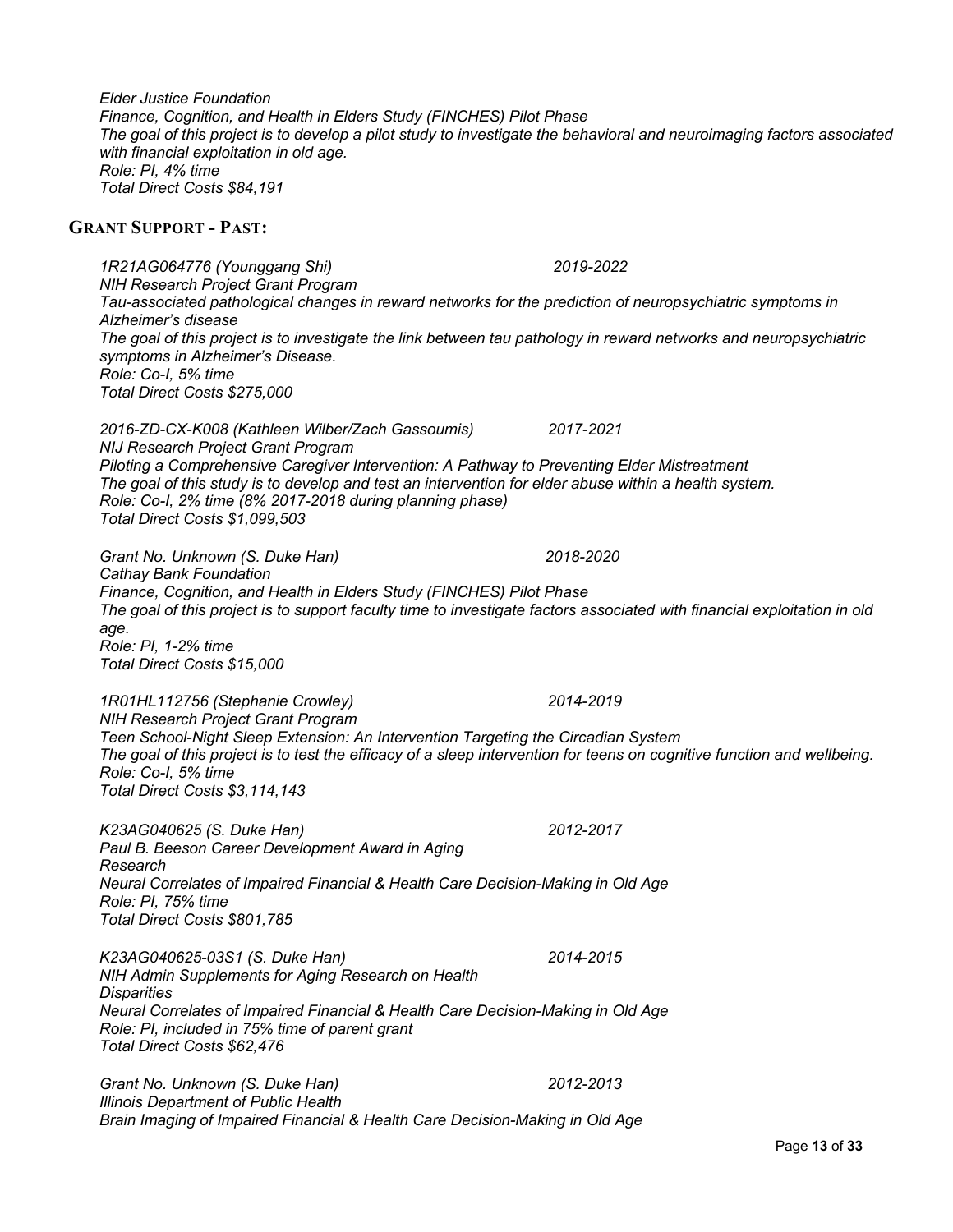*Elder Justice Foundation*
*Finance, Cognition, and Health in Elders Study (FINCHES) Pilot Phase*
*The goal of this project is to develop a pilot study to investigate the behavioral and neuroimaging factors associated with financial exploitation in old age.*
*Role: PI, 4% time*
*Total Direct Costs $84,191*

## GRANT SUPPORT - PAST:

*1R21AG064776 (Younggang Shi) 2019-2022*
*NIH Research Project Grant Program*
*Tau-associated pathological changes in reward networks for the prediction of neuropsychiatric symptoms in Alzheimer's disease*
*The goal of this project is to investigate the link between tau pathology in reward networks and neuropsychiatric symptoms in Alzheimer's Disease.*
*Role: Co-I, 5% time*
*Total Direct Costs $275,000*

*2016-ZD-CX-K008 (Kathleen Wilber/Zach Gassoumis) 2017-2021*
*NIJ Research Project Grant Program*
*Piloting a Comprehensive Caregiver Intervention: A Pathway to Preventing Elder Mistreatment*
*The goal of this study is to develop and test an intervention for elder abuse within a health system.*
*Role: Co-I, 2% time (8% 2017-2018 during planning phase)*
*Total Direct Costs $1,099,503*

*Grant No. Unknown (S. Duke Han) 2018-2020*
*Cathay Bank Foundation*
*Finance, Cognition, and Health in Elders Study (FINCHES) Pilot Phase*
*The goal of this project is to support faculty time to investigate factors associated with financial exploitation in old age.*
*Role: PI, 1-2% time*
*Total Direct Costs $15,000*

*1R01HL112756 (Stephanie Crowley) 2014-2019*
*NIH Research Project Grant Program*
*Teen School-Night Sleep Extension: An Intervention Targeting the Circadian System*
*The goal of this project is to test the efficacy of a sleep intervention for teens on cognitive function and wellbeing.*
*Role: Co-I, 5% time*
*Total Direct Costs $3,114,143*

*K23AG040625 (S. Duke Han) 2012-2017*
*Paul B. Beeson Career Development Award in Aging Research*
*Neural Correlates of Impaired Financial & Health Care Decision-Making in Old Age*
*Role: PI, 75% time*
*Total Direct Costs $801,785*

*K23AG040625-03S1 (S. Duke Han) 2014-2015*
*NIH Admin Supplements for Aging Research on Health Disparities*
*Neural Correlates of Impaired Financial & Health Care Decision-Making in Old Age*
*Role: PI, included in 75% time of parent grant*
*Total Direct Costs $62,476*

*Grant No. Unknown (S. Duke Han) 2012-2013*
*Illinois Department of Public Health*
*Brain Imaging of Impaired Financial & Health Care Decision-Making in Old Age*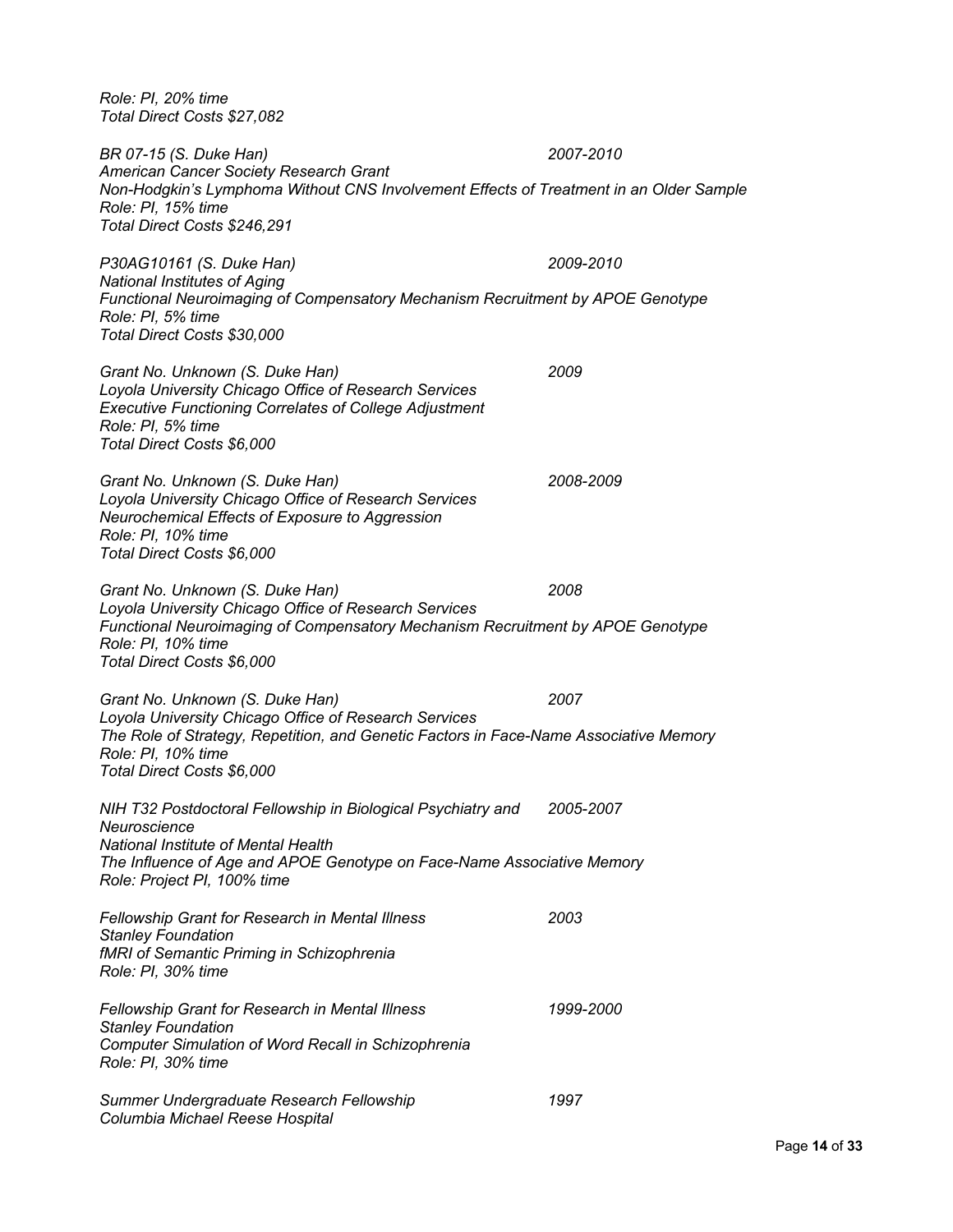*Role: PI, 20% time*
*Total Direct Costs $27,082*

*BR 07-15 (S. Duke Han)* — *2007-2010*
*American Cancer Society Research Grant*
*Non-Hodgkin's Lymphoma Without CNS Involvement Effects of Treatment in an Older Sample*
*Role: PI, 15% time*
*Total Direct Costs $246,291*

*P30AG10161 (S. Duke Han)* — *2009-2010*
*National Institutes of Aging*
*Functional Neuroimaging of Compensatory Mechanism Recruitment by APOE Genotype*
*Role: PI, 5% time*
*Total Direct Costs $30,000*

*Grant No. Unknown (S. Duke Han)* — *2009*
*Loyola University Chicago Office of Research Services*
*Executive Functioning Correlates of College Adjustment*
*Role: PI, 5% time*
*Total Direct Costs $6,000*

*Grant No. Unknown (S. Duke Han)* — *2008-2009*
*Loyola University Chicago Office of Research Services*
*Neurochemical Effects of Exposure to Aggression*
*Role: PI, 10% time*
*Total Direct Costs $6,000*

*Grant No. Unknown (S. Duke Han)* — *2008*
*Loyola University Chicago Office of Research Services*
*Functional Neuroimaging of Compensatory Mechanism Recruitment by APOE Genotype*
*Role: PI, 10% time*
*Total Direct Costs $6,000*

*Grant No. Unknown (S. Duke Han)* — *2007*
*Loyola University Chicago Office of Research Services*
*The Role of Strategy, Repetition, and Genetic Factors in Face-Name Associative Memory*
*Role: PI, 10% time*
*Total Direct Costs $6,000*

*NIH T32 Postdoctoral Fellowship in Biological Psychiatry and Neuroscience* — *2005-2007*
*National Institute of Mental Health*
*The Influence of Age and APOE Genotype on Face-Name Associative Memory*
*Role: Project PI, 100% time*

*Fellowship Grant for Research in Mental Illness* — *2003*
*Stanley Foundation*
*fMRI of Semantic Priming in Schizophrenia*
*Role: PI, 30% time*

*Fellowship Grant for Research in Mental Illness* — *1999-2000*
*Stanley Foundation*
*Computer Simulation of Word Recall in Schizophrenia*
*Role: PI, 30% time*

*Summer Undergraduate Research Fellowship* — *1997*
*Columbia Michael Reese Hospital*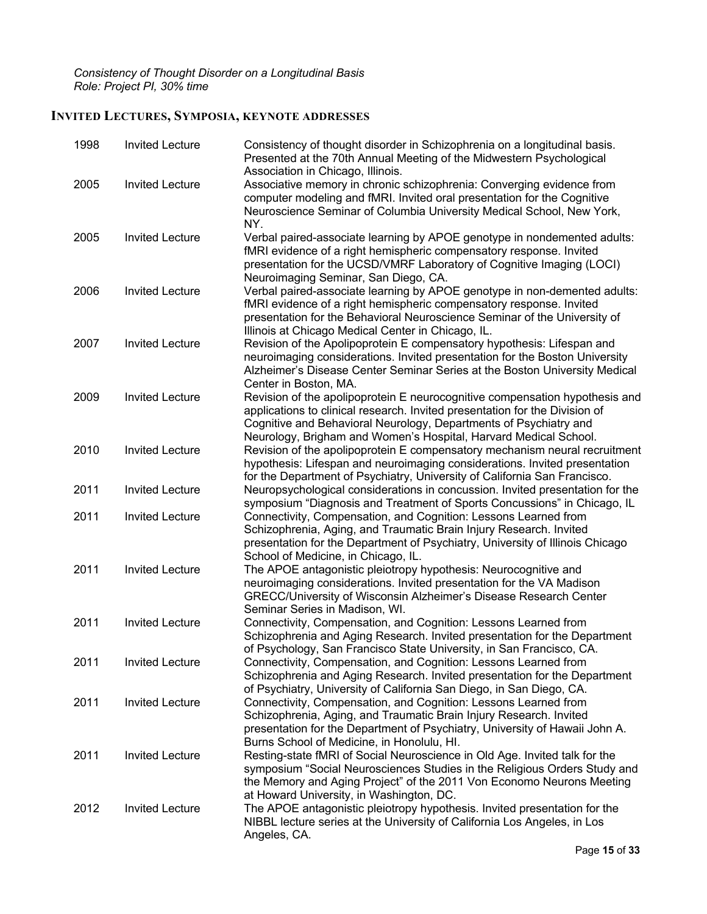*Consistency of Thought Disorder on a Longitudinal Basis*
*Role: Project PI, 30% time*

## INVITED LECTURES, SYMPOSIA, KEYNOTE ADDRESSES

| | | |
|---|---|---|
| 1998 | Invited Lecture | Consistency of thought disorder in Schizophrenia on a longitudinal basis. Presented at the 70th Annual Meeting of the Midwestern Psychological Association in Chicago, Illinois. |
| 2005 | Invited Lecture | Associative memory in chronic schizophrenia: Converging evidence from computer modeling and fMRI. Invited oral presentation for the Cognitive Neuroscience Seminar of Columbia University Medical School, New York, NY. |
| 2005 | Invited Lecture | Verbal paired-associate learning by APOE genotype in nondemented adults: fMRI evidence of a right hemispheric compensatory response. Invited presentation for the UCSD/VMRF Laboratory of Cognitive Imaging (LOCI) Neuroimaging Seminar, San Diego, CA. |
| 2006 | Invited Lecture | Verbal paired-associate learning by APOE genotype in non-demented adults: fMRI evidence of a right hemispheric compensatory response. Invited presentation for the Behavioral Neuroscience Seminar of the University of Illinois at Chicago Medical Center in Chicago, IL. |
| 2007 | Invited Lecture | Revision of the Apolipoprotein E compensatory hypothesis: Lifespan and neuroimaging considerations. Invited presentation for the Boston University Alzheimer's Disease Center Seminar Series at the Boston University Medical Center in Boston, MA. |
| 2009 | Invited Lecture | Revision of the apolipoprotein E neurocognitive compensation hypothesis and applications to clinical research. Invited presentation for the Division of Cognitive and Behavioral Neurology, Departments of Psychiatry and Neurology, Brigham and Women's Hospital, Harvard Medical School. |
| 2010 | Invited Lecture | Revision of the apolipoprotein E compensatory mechanism neural recruitment hypothesis: Lifespan and neuroimaging considerations. Invited presentation for the Department of Psychiatry, University of California San Francisco. |
| 2011 | Invited Lecture | Neuropsychological considerations in concussion. Invited presentation for the symposium "Diagnosis and Treatment of Sports Concussions" in Chicago, IL |
| 2011 | Invited Lecture | Connectivity, Compensation, and Cognition: Lessons Learned from Schizophrenia, Aging, and Traumatic Brain Injury Research. Invited presentation for the Department of Psychiatry, University of Illinois Chicago School of Medicine, in Chicago, IL. |
| 2011 | Invited Lecture | The APOE antagonistic pleiotropy hypothesis: Neurocognitive and neuroimaging considerations. Invited presentation for the VA Madison GRECC/University of Wisconsin Alzheimer's Disease Research Center Seminar Series in Madison, WI. |
| 2011 | Invited Lecture | Connectivity, Compensation, and Cognition: Lessons Learned from Schizophrenia and Aging Research. Invited presentation for the Department of Psychology, San Francisco State University, in San Francisco, CA. |
| 2011 | Invited Lecture | Connectivity, Compensation, and Cognition: Lessons Learned from Schizophrenia and Aging Research. Invited presentation for the Department of Psychiatry, University of California San Diego, in San Diego, CA. |
| 2011 | Invited Lecture | Connectivity, Compensation, and Cognition: Lessons Learned from Schizophrenia, Aging, and Traumatic Brain Injury Research. Invited presentation for the Department of Psychiatry, University of Hawaii John A. Burns School of Medicine, in Honolulu, HI. |
| 2011 | Invited Lecture | Resting-state fMRI of Social Neuroscience in Old Age. Invited talk for the symposium "Social Neurosciences Studies in the Religious Orders Study and the Memory and Aging Project" of the 2011 Von Economo Neurons Meeting at Howard University, in Washington, DC. |
| 2012 | Invited Lecture | The APOE antagonistic pleiotropy hypothesis. Invited presentation for the NIBBL lecture series at the University of California Los Angeles, in Los Angeles, CA. |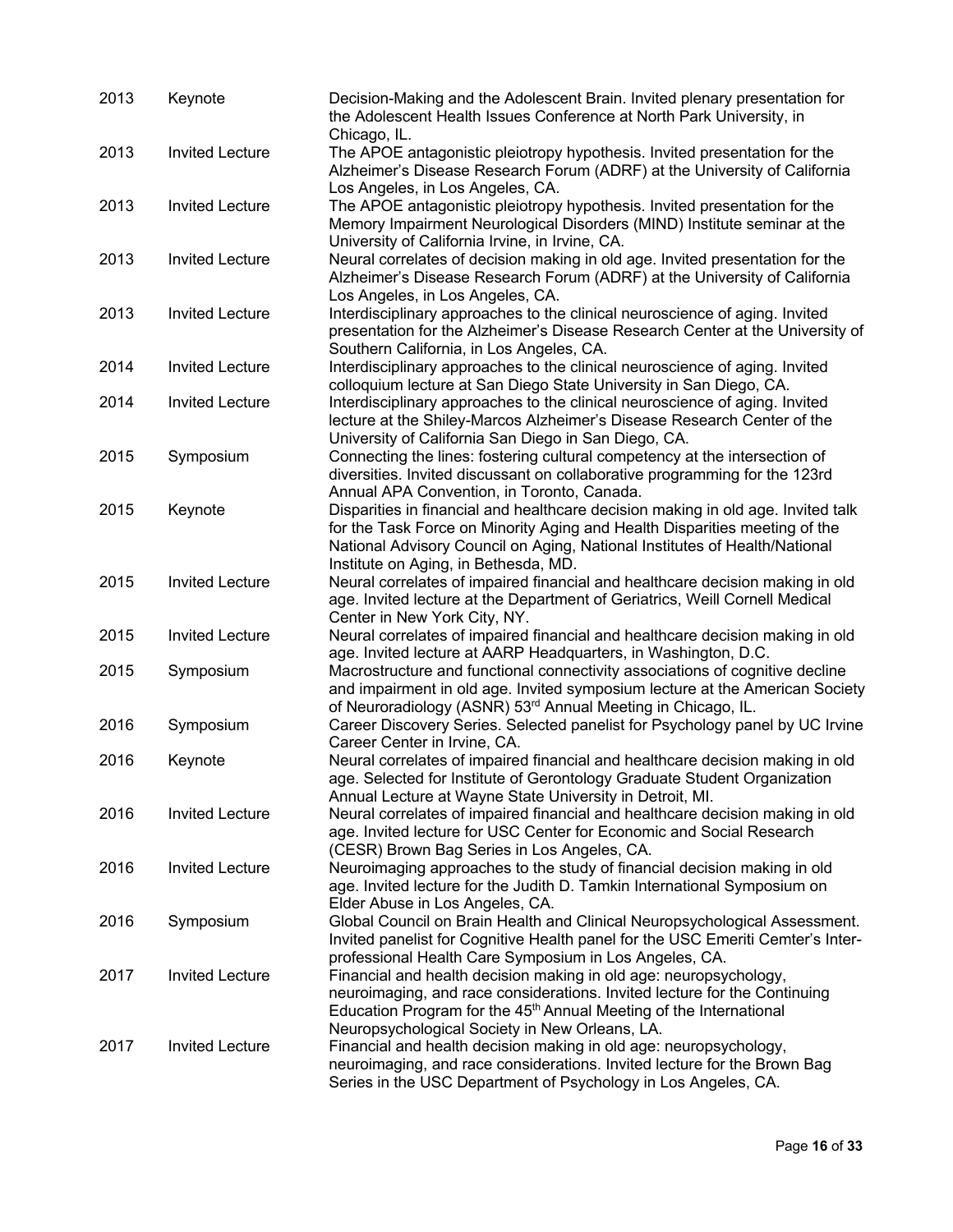| | | |
|---|---|---|
| 2013 | Keynote | Decision-Making and the Adolescent Brain. Invited plenary presentation for the Adolescent Health Issues Conference at North Park University, in Chicago, IL. |
| 2013 | Invited Lecture | The APOE antagonistic pleiotropy hypothesis. Invited presentation for the Alzheimer's Disease Research Forum (ADRF) at the University of California Los Angeles, in Los Angeles, CA. |
| 2013 | Invited Lecture | The APOE antagonistic pleiotropy hypothesis. Invited presentation for the Memory Impairment Neurological Disorders (MIND) Institute seminar at the University of California Irvine, in Irvine, CA. |
| 2013 | Invited Lecture | Neural correlates of decision making in old age. Invited presentation for the Alzheimer's Disease Research Forum (ADRF) at the University of California Los Angeles, in Los Angeles, CA. |
| 2013 | Invited Lecture | Interdisciplinary approaches to the clinical neuroscience of aging. Invited presentation for the Alzheimer's Disease Research Center at the University of Southern California, in Los Angeles, CA. |
| 2014 | Invited Lecture | Interdisciplinary approaches to the clinical neuroscience of aging. Invited colloquium lecture at San Diego State University in San Diego, CA. |
| 2014 | Invited Lecture | Interdisciplinary approaches to the clinical neuroscience of aging. Invited lecture at the Shiley-Marcos Alzheimer's Disease Research Center of the University of California San Diego in San Diego, CA. |
| 2015 | Symposium | Connecting the lines: fostering cultural competency at the intersection of diversities. Invited discussant on collaborative programming for the 123rd Annual APA Convention, in Toronto, Canada. |
| 2015 | Keynote | Disparities in financial and healthcare decision making in old age. Invited talk for the Task Force on Minority Aging and Health Disparities meeting of the National Advisory Council on Aging, National Institutes of Health/National Institute on Aging, in Bethesda, MD. |
| 2015 | Invited Lecture | Neural correlates of impaired financial and healthcare decision making in old age. Invited lecture at the Department of Geriatrics, Weill Cornell Medical Center in New York City, NY. |
| 2015 | Invited Lecture | Neural correlates of impaired financial and healthcare decision making in old age. Invited lecture at AARP Headquarters, in Washington, D.C. |
| 2015 | Symposium | Macrostructure and functional connectivity associations of cognitive decline and impairment in old age. Invited symposium lecture at the American Society of Neuroradiology (ASNR) 53rd Annual Meeting in Chicago, IL. |
| 2016 | Symposium | Career Discovery Series. Selected panelist for Psychology panel by UC Irvine Career Center in Irvine, CA. |
| 2016 | Keynote | Neural correlates of impaired financial and healthcare decision making in old age. Selected for Institute of Gerontology Graduate Student Organization Annual Lecture at Wayne State University in Detroit, MI. |
| 2016 | Invited Lecture | Neural correlates of impaired financial and healthcare decision making in old age. Invited lecture for USC Center for Economic and Social Research (CESR) Brown Bag Series in Los Angeles, CA. |
| 2016 | Invited Lecture | Neuroimaging approaches to the study of financial decision making in old age. Invited lecture for the Judith D. Tamkin International Symposium on Elder Abuse in Los Angeles, CA. |
| 2016 | Symposium | Global Council on Brain Health and Clinical Neuropsychological Assessment. Invited panelist for Cognitive Health panel for the USC Emeriti Cemter's Inter-professional Health Care Symposium in Los Angeles, CA. |
| 2017 | Invited Lecture | Financial and health decision making in old age: neuropsychology, neuroimaging, and race considerations. Invited lecture for the Continuing Education Program for the 45th Annual Meeting of the International Neuropsychological Society in New Orleans, LA. |
| 2017 | Invited Lecture | Financial and health decision making in old age: neuropsychology, neuroimaging, and race considerations. Invited lecture for the Brown Bag Series in the USC Department of Psychology in Los Angeles, CA. |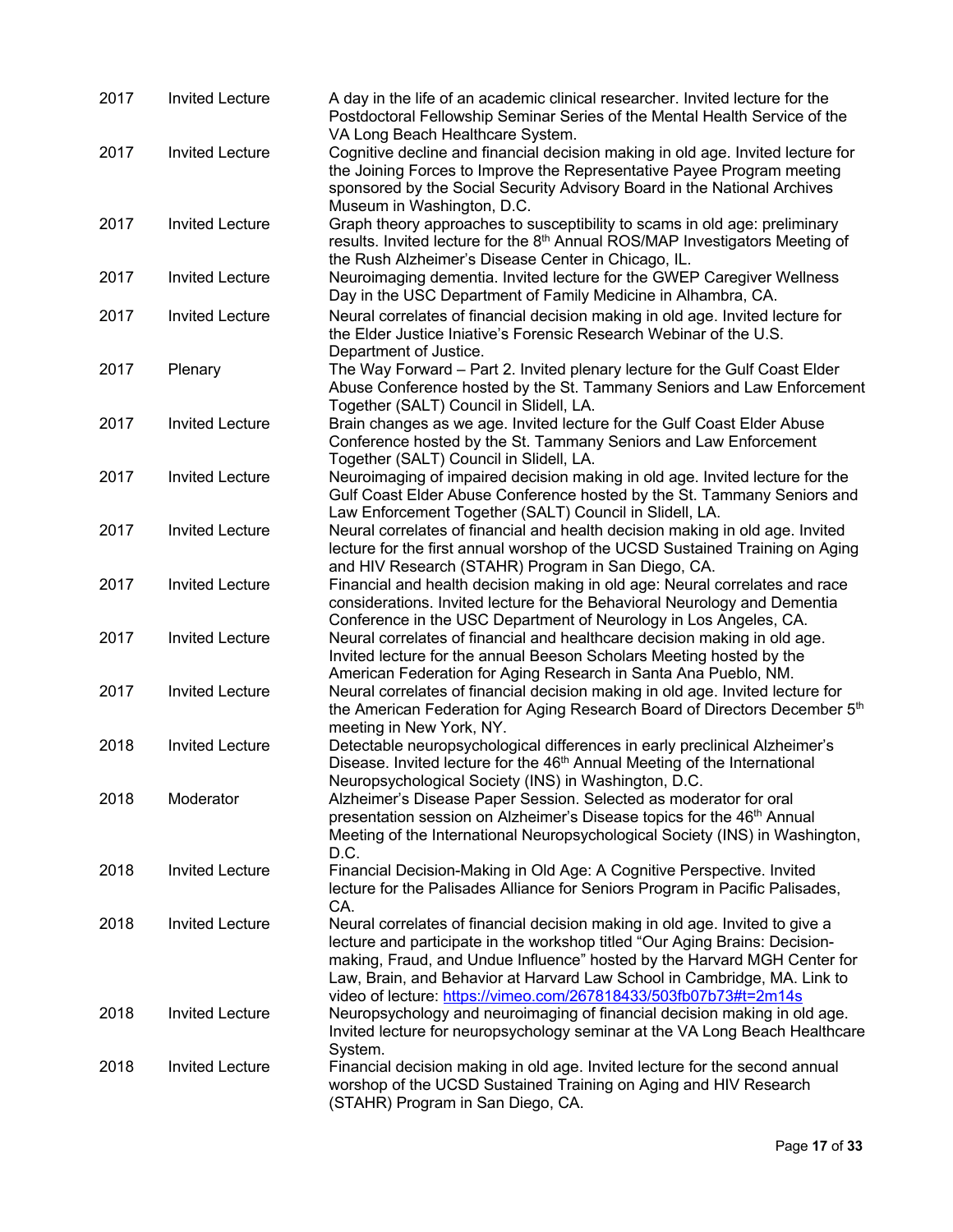| | | |
|---|---|---|
| 2017 | Invited Lecture | A day in the life of an academic clinical researcher. Invited lecture for the Postdoctoral Fellowship Seminar Series of the Mental Health Service of the VA Long Beach Healthcare System. |
| 2017 | Invited Lecture | Cognitive decline and financial decision making in old age. Invited lecture for the Joining Forces to Improve the Representative Payee Program meeting sponsored by the Social Security Advisory Board in the National Archives Museum in Washington, D.C. |
| 2017 | Invited Lecture | Graph theory approaches to susceptibility to scams in old age: preliminary results. Invited lecture for the 8th Annual ROS/MAP Investigators Meeting of the Rush Alzheimer's Disease Center in Chicago, IL. |
| 2017 | Invited Lecture | Neuroimaging dementia. Invited lecture for the GWEP Caregiver Wellness Day in the USC Department of Family Medicine in Alhambra, CA. |
| 2017 | Invited Lecture | Neural correlates of financial decision making in old age. Invited lecture for the Elder Justice Iniative's Forensic Research Webinar of the U.S. Department of Justice. |
| 2017 | Plenary | The Way Forward – Part 2. Invited plenary lecture for the Gulf Coast Elder Abuse Conference hosted by the St. Tammany Seniors and Law Enforcement Together (SALT) Council in Slidell, LA. |
| 2017 | Invited Lecture | Brain changes as we age. Invited lecture for the Gulf Coast Elder Abuse Conference hosted by the St. Tammany Seniors and Law Enforcement Together (SALT) Council in Slidell, LA. |
| 2017 | Invited Lecture | Neuroimaging of impaired decision making in old age. Invited lecture for the Gulf Coast Elder Abuse Conference hosted by the St. Tammany Seniors and Law Enforcement Together (SALT) Council in Slidell, LA. |
| 2017 | Invited Lecture | Neural correlates of financial and health decision making in old age. Invited lecture for the first annual worshop of the UCSD Sustained Training on Aging and HIV Research (STAHR) Program in San Diego, CA. |
| 2017 | Invited Lecture | Financial and health decision making in old age: Neural correlates and race considerations. Invited lecture for the Behavioral Neurology and Dementia Conference in the USC Department of Neurology in Los Angeles, CA. |
| 2017 | Invited Lecture | Neural correlates of financial and healthcare decision making in old age. Invited lecture for the annual Beeson Scholars Meeting hosted by the American Federation for Aging Research in Santa Ana Pueblo, NM. |
| 2017 | Invited Lecture | Neural correlates of financial decision making in old age. Invited lecture for the American Federation for Aging Research Board of Directors December 5th meeting in New York, NY. |
| 2018 | Invited Lecture | Detectable neuropsychological differences in early preclinical Alzheimer's Disease. Invited lecture for the 46th Annual Meeting of the International Neuropsychological Society (INS) in Washington, D.C. |
| 2018 | Moderator | Alzheimer's Disease Paper Session. Selected as moderator for oral presentation session on Alzheimer's Disease topics for the 46th Annual Meeting of the International Neuropsychological Society (INS) in Washington, D.C. |
| 2018 | Invited Lecture | Financial Decision-Making in Old Age: A Cognitive Perspective. Invited lecture for the Palisades Alliance for Seniors Program in Pacific Palisades, CA. |
| 2018 | Invited Lecture | Neural correlates of financial decision making in old age. Invited to give a lecture and participate in the workshop titled "Our Aging Brains: Decision-making, Fraud, and Undue Influence" hosted by the Harvard MGH Center for Law, Brain, and Behavior at Harvard Law School in Cambridge, MA. Link to video of lecture: https://vimeo.com/267818433/503fb07b73#t=2m14s |
| 2018 | Invited Lecture | Neuropsychology and neuroimaging of financial decision making in old age. Invited lecture for neuropsychology seminar at the VA Long Beach Healthcare System. |
| 2018 | Invited Lecture | Financial decision making in old age. Invited lecture for the second annual worshop of the UCSD Sustained Training on Aging and HIV Research (STAHR) Program in San Diego, CA. |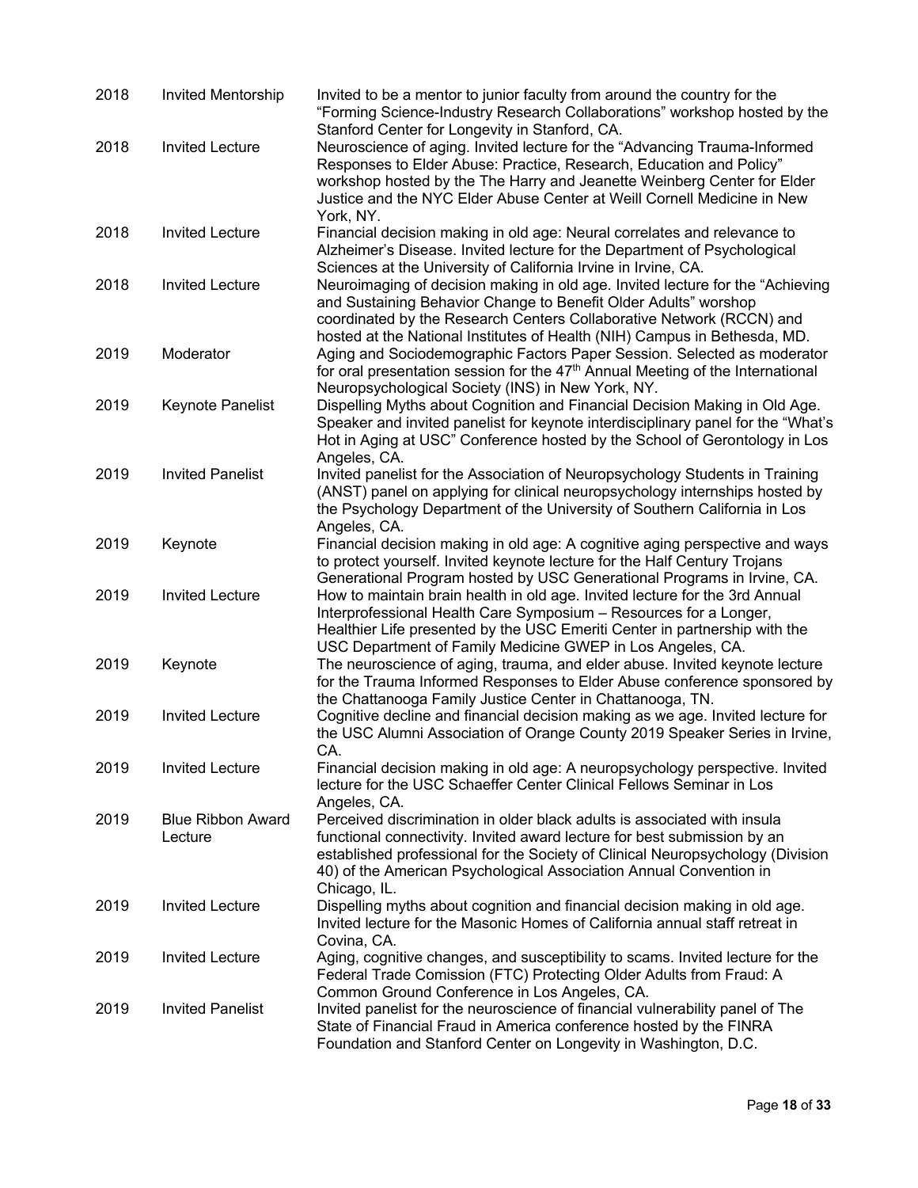| | | |
|---|---|---|
| 2018 | Invited Mentorship | Invited to be a mentor to junior faculty from around the country for the "Forming Science-Industry Research Collaborations" workshop hosted by the Stanford Center for Longevity in Stanford, CA. |
| 2018 | Invited Lecture | Neuroscience of aging. Invited lecture for the "Advancing Trauma-Informed Responses to Elder Abuse: Practice, Research, Education and Policy" workshop hosted by the The Harry and Jeanette Weinberg Center for Elder Justice and the NYC Elder Abuse Center at Weill Cornell Medicine in New York, NY. |
| 2018 | Invited Lecture | Financial decision making in old age: Neural correlates and relevance to Alzheimer's Disease. Invited lecture for the Department of Psychological Sciences at the University of California Irvine in Irvine, CA. |
| 2018 | Invited Lecture | Neuroimaging of decision making in old age. Invited lecture for the "Achieving and Sustaining Behavior Change to Benefit Older Adults" worshop coordinated by the Research Centers Collaborative Network (RCCN) and hosted at the National Institutes of Health (NIH) Campus in Bethesda, MD. |
| 2019 | Moderator | Aging and Sociodemographic Factors Paper Session. Selected as moderator for oral presentation session for the 47th Annual Meeting of the International Neuropsychological Society (INS) in New York, NY. |
| 2019 | Keynote Panelist | Dispelling Myths about Cognition and Financial Decision Making in Old Age. Speaker and invited panelist for keynote interdisciplinary panel for the "What's Hot in Aging at USC" Conference hosted by the School of Gerontology in Los Angeles, CA. |
| 2019 | Invited Panelist | Invited panelist for the Association of Neuropsychology Students in Training (ANST) panel on applying for clinical neuropsychology internships hosted by the Psychology Department of the University of Southern California in Los Angeles, CA. |
| 2019 | Keynote | Financial decision making in old age: A cognitive aging perspective and ways to protect yourself. Invited keynote lecture for the Half Century Trojans Generational Program hosted by USC Generational Programs in Irvine, CA. |
| 2019 | Invited Lecture | How to maintain brain health in old age. Invited lecture for the 3rd Annual Interprofessional Health Care Symposium – Resources for a Longer, Healthier Life presented by the USC Emeriti Center in partnership with the USC Department of Family Medicine GWEP in Los Angeles, CA. |
| 2019 | Keynote | The neuroscience of aging, trauma, and elder abuse. Invited keynote lecture for the Trauma Informed Responses to Elder Abuse conference sponsored by the Chattanooga Family Justice Center in Chattanooga, TN. |
| 2019 | Invited Lecture | Cognitive decline and financial decision making as we age. Invited lecture for the USC Alumni Association of Orange County 2019 Speaker Series in Irvine, CA. |
| 2019 | Invited Lecture | Financial decision making in old age: A neuropsychology perspective. Invited lecture for the USC Schaeffer Center Clinical Fellows Seminar in Los Angeles, CA. |
| 2019 | Blue Ribbon Award Lecture | Perceived discrimination in older black adults is associated with insula functional connectivity. Invited award lecture for best submission by an established professional for the Society of Clinical Neuropsychology (Division 40) of the American Psychological Association Annual Convention in Chicago, IL. |
| 2019 | Invited Lecture | Dispelling myths about cognition and financial decision making in old age. Invited lecture for the Masonic Homes of California annual staff retreat in Covina, CA. |
| 2019 | Invited Lecture | Aging, cognitive changes, and susceptibility to scams. Invited lecture for the Federal Trade Comission (FTC) Protecting Older Adults from Fraud: A Common Ground Conference in Los Angeles, CA. |
| 2019 | Invited Panelist | Invited panelist for the neuroscience of financial vulnerability panel of The State of Financial Fraud in America conference hosted by the FINRA Foundation and Stanford Center on Longevity in Washington, D.C. |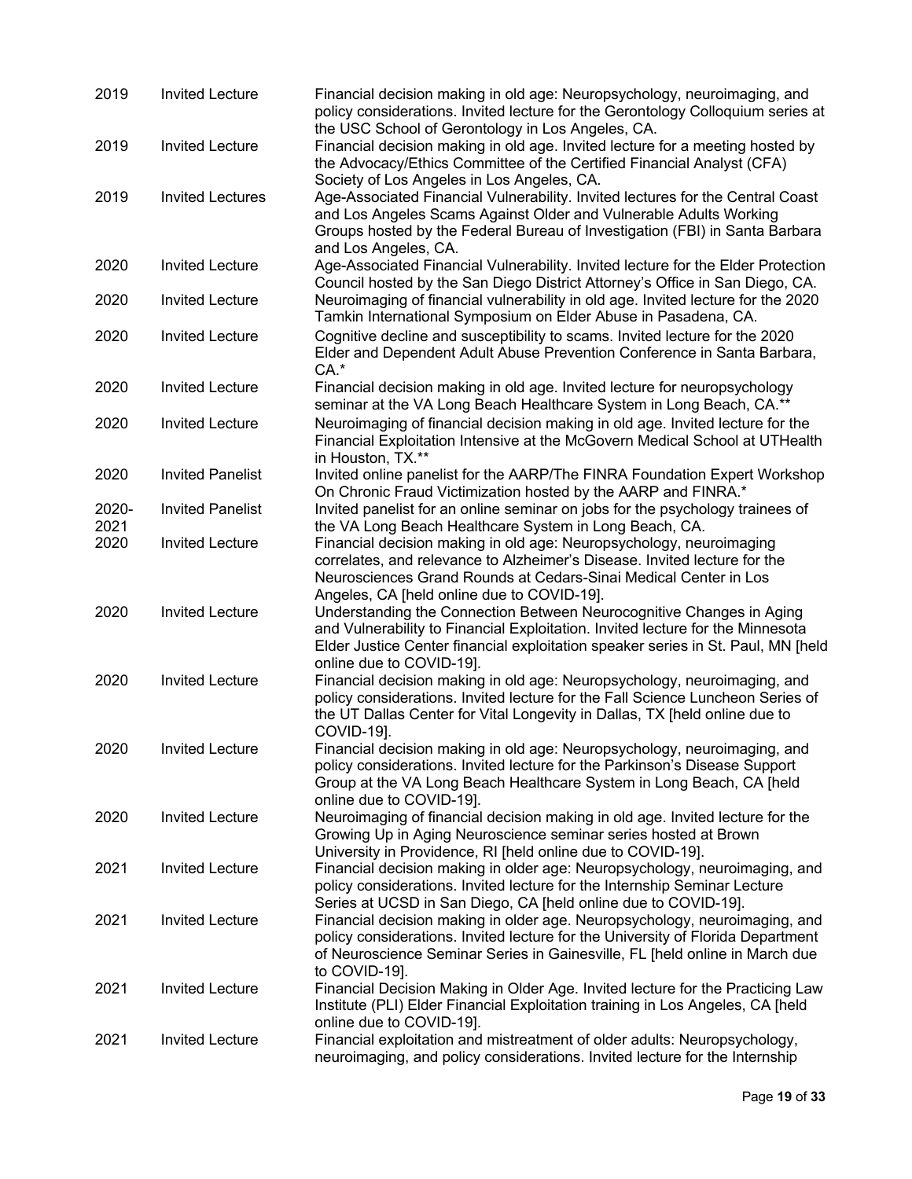| | | |
|---|---|---|
| 2019 | Invited Lecture | Financial decision making in old age: Neuropsychology, neuroimaging, and policy considerations. Invited lecture for the Gerontology Colloquium series at the USC School of Gerontology in Los Angeles, CA. |
| 2019 | Invited Lecture | Financial decision making in old age. Invited lecture for a meeting hosted by the Advocacy/Ethics Committee of the Certified Financial Analyst (CFA) Society of Los Angeles in Los Angeles, CA. |
| 2019 | Invited Lectures | Age-Associated Financial Vulnerability. Invited lectures for the Central Coast and Los Angeles Scams Against Older and Vulnerable Adults Working Groups hosted by the Federal Bureau of Investigation (FBI) in Santa Barbara and Los Angeles, CA. |
| 2020 | Invited Lecture | Age-Associated Financial Vulnerability. Invited lecture for the Elder Protection Council hosted by the San Diego District Attorney's Office in San Diego, CA. |
| 2020 | Invited Lecture | Neuroimaging of financial vulnerability in old age. Invited lecture for the 2020 Tamkin International Symposium on Elder Abuse in Pasadena, CA. |
| 2020 | Invited Lecture | Cognitive decline and susceptibility to scams. Invited lecture for the 2020 Elder and Dependent Adult Abuse Prevention Conference in Santa Barbara, CA.* |
| 2020 | Invited Lecture | Financial decision making in old age. Invited lecture for neuropsychology seminar at the VA Long Beach Healthcare System in Long Beach, CA.** |
| 2020 | Invited Lecture | Neuroimaging of financial decision making in old age. Invited lecture for the Financial Exploitation Intensive at the McGovern Medical School at UTHealth in Houston, TX.** |
| 2020 | Invited Panelist | Invited online panelist for the AARP/The FINRA Foundation Expert Workshop On Chronic Fraud Victimization hosted by the AARP and FINRA.* |
| 2020-2021 | Invited Panelist | Invited panelist for an online seminar on jobs for the psychology trainees of the VA Long Beach Healthcare System in Long Beach, CA. |
| 2020 | Invited Lecture | Financial decision making in old age: Neuropsychology, neuroimaging correlates, and relevance to Alzheimer's Disease. Invited lecture for the Neurosciences Grand Rounds at Cedars-Sinai Medical Center in Los Angeles, CA [held online due to COVID-19]. |
| 2020 | Invited Lecture | Understanding the Connection Between Neurocognitive Changes in Aging and Vulnerability to Financial Exploitation. Invited lecture for the Minnesota Elder Justice Center financial exploitation speaker series in St. Paul, MN [held online due to COVID-19]. |
| 2020 | Invited Lecture | Financial decision making in old age: Neuropsychology, neuroimaging, and policy considerations. Invited lecture for the Fall Science Luncheon Series of the UT Dallas Center for Vital Longevity in Dallas, TX [held online due to COVID-19]. |
| 2020 | Invited Lecture | Financial decision making in old age: Neuropsychology, neuroimaging, and policy considerations. Invited lecture for the Parkinson's Disease Support Group at the VA Long Beach Healthcare System in Long Beach, CA [held online due to COVID-19]. |
| 2020 | Invited Lecture | Neuroimaging of financial decision making in old age. Invited lecture for the Growing Up in Aging Neuroscience seminar series hosted at Brown University in Providence, RI [held online due to COVID-19]. |
| 2021 | Invited Lecture | Financial decision making in older age: Neuropsychology, neuroimaging, and policy considerations. Invited lecture for the Internship Seminar Lecture Series at UCSD in San Diego, CA [held online due to COVID-19]. |
| 2021 | Invited Lecture | Financial decision making in older age. Neuropsychology, neuroimaging, and policy considerations. Invited lecture for the University of Florida Department of Neuroscience Seminar Series in Gainesville, FL [held online in March due to COVID-19]. |
| 2021 | Invited Lecture | Financial Decision Making in Older Age. Invited lecture for the Practicing Law Institute (PLI) Elder Financial Exploitation training in Los Angeles, CA [held online due to COVID-19]. |
| 2021 | Invited Lecture | Financial exploitation and mistreatment of older adults: Neuropsychology, neuroimaging, and policy considerations. Invited lecture for the Internship |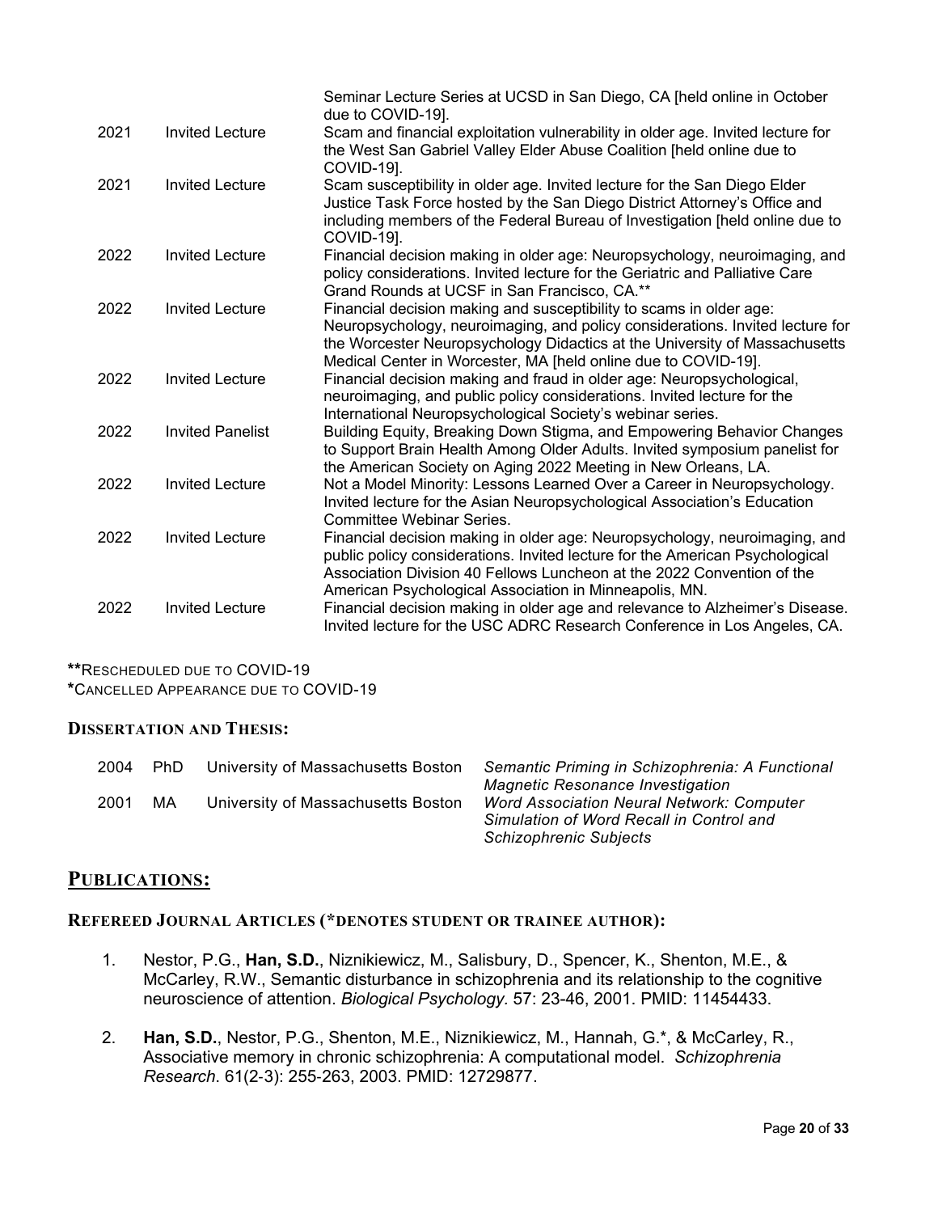| | | |
|---|---|---|
| | | Seminar Lecture Series at UCSD in San Diego, CA [held online in October due to COVID-19]. |
| 2021 | Invited Lecture | Scam and financial exploitation vulnerability in older age. Invited lecture for the West San Gabriel Valley Elder Abuse Coalition [held online due to COVID-19]. |
| 2021 | Invited Lecture | Scam susceptibility in older age. Invited lecture for the San Diego Elder Justice Task Force hosted by the San Diego District Attorney's Office and including members of the Federal Bureau of Investigation [held online due to COVID-19]. |
| 2022 | Invited Lecture | Financial decision making in older age: Neuropsychology, neuroimaging, and policy considerations. Invited lecture for the Geriatric and Palliative Care Grand Rounds at UCSF in San Francisco, CA.** |
| 2022 | Invited Lecture | Financial decision making and susceptibility to scams in older age: Neuropsychology, neuroimaging, and policy considerations. Invited lecture for the Worcester Neuropsychology Didactics at the University of Massachusetts Medical Center in Worcester, MA [held online due to COVID-19]. |
| 2022 | Invited Lecture | Financial decision making and fraud in older age: Neuropsychological, neuroimaging, and public policy considerations. Invited lecture for the International Neuropsychological Society's webinar series. |
| 2022 | Invited Panelist | Building Equity, Breaking Down Stigma, and Empowering Behavior Changes to Support Brain Health Among Older Adults. Invited symposium panelist for the American Society on Aging 2022 Meeting in New Orleans, LA. |
| 2022 | Invited Lecture | Not a Model Minority: Lessons Learned Over a Career in Neuropsychology. Invited lecture for the Asian Neuropsychological Association's Education Committee Webinar Series. |
| 2022 | Invited Lecture | Financial decision making in older age: Neuropsychology, neuroimaging, and public policy considerations. Invited lecture for the American Psychological Association Division 40 Fellows Luncheon at the 2022 Convention of the American Psychological Association in Minneapolis, MN. |
| 2022 | Invited Lecture | Financial decision making in older age and relevance to Alzheimer's Disease. Invited lecture for the USC ADRC Research Conference in Los Angeles, CA. |

**RESCHEDULED DUE TO COVID-19
*CANCELLED APPEARANCE DUE TO COVID-19

### DISSERTATION AND THESIS:

| | | | |
|---|---|---|---|
| 2004 | PhD | University of Massachusetts Boston | *Semantic Priming in Schizophrenia: A Functional Magnetic Resonance Investigation* |
| 2001 | MA | University of Massachusetts Boston | *Word Association Neural Network: Computer Simulation of Word Recall in Control and Schizophrenic Subjects* |

## PUBLICATIONS:

### REFEREED JOURNAL ARTICLES (*DENOTES STUDENT OR TRAINEE AUTHOR):

1. Nestor, P.G., **Han, S.D.**, Niznikiewicz, M., Salisbury, D., Spencer, K., Shenton, M.E., & McCarley, R.W., Semantic disturbance in schizophrenia and its relationship to the cognitive neuroscience of attention. *Biological Psychology.* 57: 23-46, 2001. PMID: 11454433.

2. **Han, S.D.**, Nestor, P.G., Shenton, M.E., Niznikiewicz, M., Hannah, G.*, & McCarley, R., Associative memory in chronic schizophrenia: A computational model. *Schizophrenia Research*. 61(2-3): 255-263, 2003. PMID: 12729877.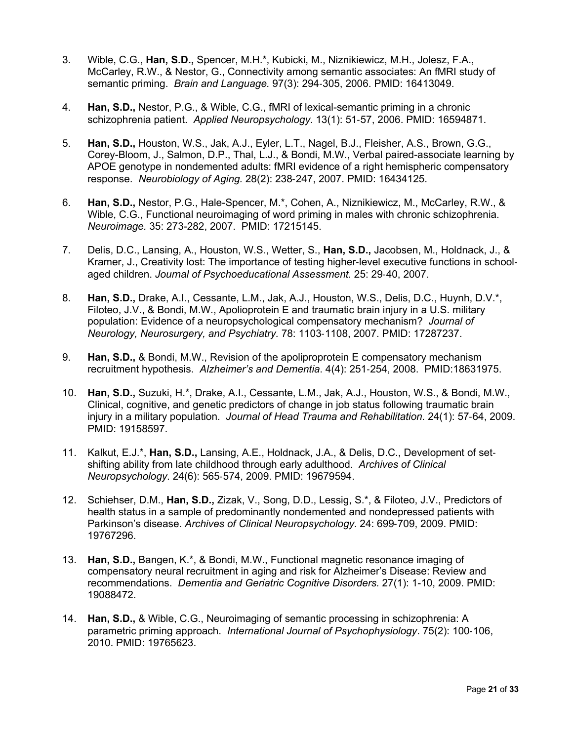3. Wible, C.G., **Han, S.D.,** Spencer, M.H.*, Kubicki, M., Niznikiewicz, M.H., Jolesz, F.A., McCarley, R.W., & Nestor, G., Connectivity among semantic associates: An fMRI study of semantic priming. *Brain and Language.* 97(3): 294-305, 2006. PMID: 16413049.

4. **Han, S.D.,** Nestor, P.G., & Wible, C.G., fMRI of lexical-semantic priming in a chronic schizophrenia patient. *Applied Neuropsychology*. 13(1): 51-57, 2006. PMID: 16594871.

5. **Han, S.D.,** Houston, W.S., Jak, A.J., Eyler, L.T., Nagel, B.J., Fleisher, A.S., Brown, G.G., Corey-Bloom, J., Salmon, D.P., Thal, L.J., & Bondi, M.W., Verbal paired-associate learning by APOE genotype in nondemented adults: fMRI evidence of a right hemispheric compensatory response. *Neurobiology of Aging.* 28(2): 238-247, 2007. PMID: 16434125.

6. **Han, S.D.,** Nestor, P.G., Hale-Spencer, M.*, Cohen, A., Niznikiewicz, M., McCarley, R.W., & Wible, C.G., Functional neuroimaging of word priming in males with chronic schizophrenia. *Neuroimage.* 35: 273-282, 2007. PMID: 17215145.

7. Delis, D.C., Lansing, A., Houston, W.S., Wetter, S., **Han, S.D.,** Jacobsen, M., Holdnack, J., & Kramer, J., Creativity lost: The importance of testing higher-level executive functions in school-aged children. *Journal of Psychoeducational Assessment.* 25: 29-40, 2007.

8. **Han, S.D.,** Drake, A.I., Cessante, L.M., Jak, A.J., Houston, W.S., Delis, D.C., Huynh, D.V.*, Filoteo, J.V., & Bondi, M.W., Apolioprotein E and traumatic brain injury in a U.S. military population: Evidence of a neuropsychological compensatory mechanism? *Journal of Neurology, Neurosurgery, and Psychiatry*. 78: 1103-1108, 2007. PMID: 17287237.

9. **Han, S.D.,** & Bondi, M.W., Revision of the apoliproprotein E compensatory mechanism recruitment hypothesis. *Alzheimer's and Dementia*. 4(4): 251-254, 2008. PMID:18631975.

10. **Han, S.D.,** Suzuki, H.*, Drake, A.I., Cessante, L.M., Jak, A.J., Houston, W.S., & Bondi, M.W., Clinical, cognitive, and genetic predictors of change in job status following traumatic brain injury in a military population. *Journal of Head Trauma and Rehabilitation.* 24(1): 57-64, 2009. PMID: 19158597.

11. Kalkut, E.J.*, **Han, S.D.,** Lansing, A.E., Holdnack, J.A., & Delis, D.C., Development of set-shifting ability from late childhood through early adulthood. *Archives of Clinical Neuropsychology*. 24(6): 565-574, 2009. PMID: 19679594.

12. Schiehser, D.M., **Han, S.D.,** Zizak, V., Song, D.D., Lessig, S.*, & Filoteo, J.V., Predictors of health status in a sample of predominantly nondemented and nondepressed patients with Parkinson's disease. *Archives of Clinical Neuropsychology*. 24: 699-709, 2009. PMID: 19767296.

13. **Han, S.D.,** Bangen, K.*, & Bondi, M.W., Functional magnetic resonance imaging of compensatory neural recruitment in aging and risk for Alzheimer's Disease: Review and recommendations. *Dementia and Geriatric Cognitive Disorders.* 27(1): 1-10, 2009. PMID: 19088472.

14. **Han, S.D.,** & Wible, C.G., Neuroimaging of semantic processing in schizophrenia: A parametric priming approach. *International Journal of Psychophysiology*. 75(2): 100-106, 2010. PMID: 19765623.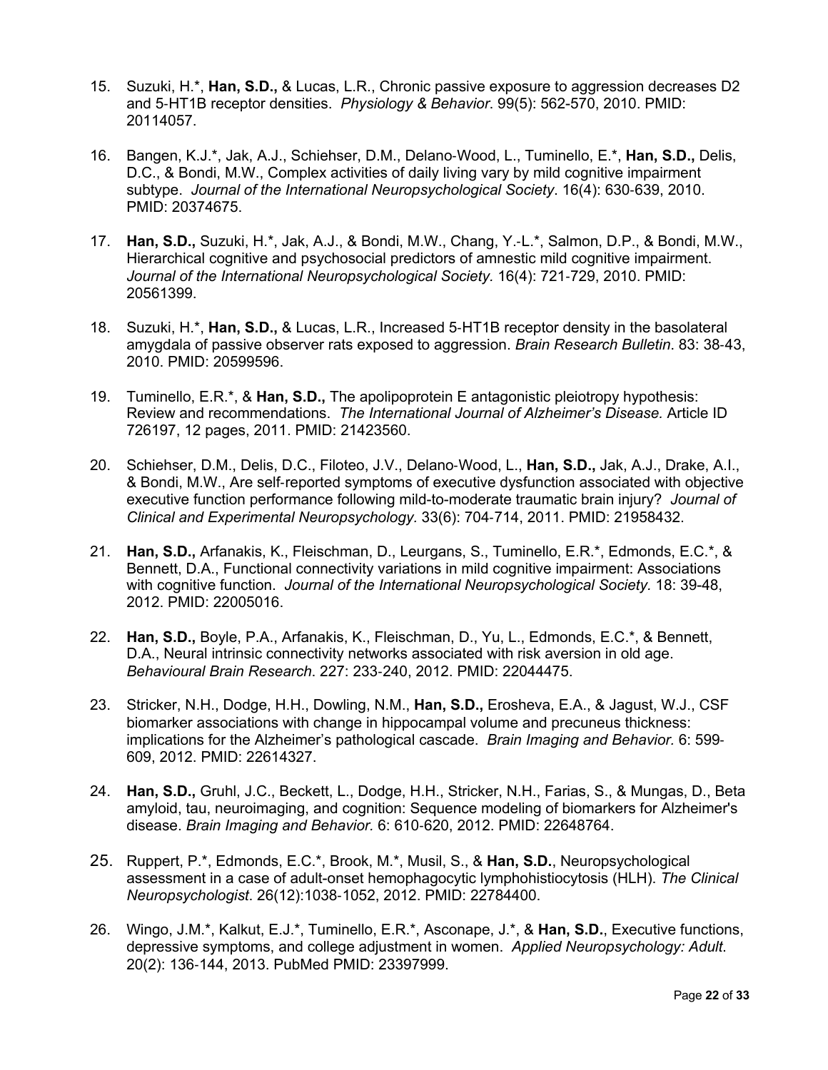15. Suzuki, H.*, **Han, S.D.,** & Lucas, L.R., Chronic passive exposure to aggression decreases D2 and 5-HT1B receptor densities. *Physiology & Behavior*. 99(5): 562-570, 2010. PMID: 20114057.

16. Bangen, K.J.*, Jak, A.J., Schiehser, D.M., Delano-Wood, L., Tuminello, E.*, **Han, S.D.,** Delis, D.C., & Bondi, M.W., Complex activities of daily living vary by mild cognitive impairment subtype. *Journal of the International Neuropsychological Society*. 16(4): 630-639, 2010. PMID: 20374675.

17. **Han, S.D.,** Suzuki, H.*, Jak, A.J., & Bondi, M.W., Chang, Y.-L.*, Salmon, D.P., & Bondi, M.W., Hierarchical cognitive and psychosocial predictors of amnestic mild cognitive impairment. *Journal of the International Neuropsychological Society.* 16(4): 721-729, 2010. PMID: 20561399.

18. Suzuki, H.*, **Han, S.D.,** & Lucas, L.R., Increased 5-HT1B receptor density in the basolateral amygdala of passive observer rats exposed to aggression. *Brain Research Bulletin*. 83: 38-43, 2010. PMID: 20599596.

19. Tuminello, E.R.*, & **Han, S.D.,** The apolipoprotein E antagonistic pleiotropy hypothesis: Review and recommendations. *The International Journal of Alzheimer's Disease.* Article ID 726197, 12 pages, 2011. PMID: 21423560.

20. Schiehser, D.M., Delis, D.C., Filoteo, J.V., Delano-Wood, L., **Han, S.D.,** Jak, A.J., Drake, A.I., & Bondi, M.W., Are self-reported symptoms of executive dysfunction associated with objective executive function performance following mild-to-moderate traumatic brain injury? *Journal of Clinical and Experimental Neuropsychology*. 33(6): 704-714, 2011. PMID: 21958432.

21. **Han, S.D.,** Arfanakis, K., Fleischman, D., Leurgans, S., Tuminello, E.R.*, Edmonds, E.C.*, & Bennett, D.A., Functional connectivity variations in mild cognitive impairment: Associations with cognitive function. *Journal of the International Neuropsychological Society.* 18: 39-48, 2012. PMID: 22005016.

22. **Han, S.D.,** Boyle, P.A., Arfanakis, K., Fleischman, D., Yu, L., Edmonds, E.C.*, & Bennett, D.A., Neural intrinsic connectivity networks associated with risk aversion in old age. *Behavioural Brain Research*. 227: 233-240, 2012. PMID: 22044475.

23. Stricker, N.H., Dodge, H.H., Dowling, N.M., **Han, S.D.,** Erosheva, E.A., & Jagust, W.J., CSF biomarker associations with change in hippocampal volume and precuneus thickness: implications for the Alzheimer's pathological cascade. *Brain Imaging and Behavior.* 6: 599-609, 2012. PMID: 22614327.

24. **Han, S.D.,** Gruhl, J.C., Beckett, L., Dodge, H.H., Stricker, N.H., Farias, S., & Mungas, D., Beta amyloid, tau, neuroimaging, and cognition: Sequence modeling of biomarkers for Alzheimer's disease. *Brain Imaging and Behavior.* 6: 610-620, 2012. PMID: 22648764.

25. Ruppert, P.*, Edmonds, E.C.*, Brook, M.*, Musil, S., & **Han, S.D.**, Neuropsychological assessment in a case of adult-onset hemophagocytic lymphohistiocytosis (HLH). *The Clinical Neuropsychologist.* 26(12):1038-1052, 2012. PMID: 22784400.

26. Wingo, J.M.*, Kalkut, E.J.*, Tuminello, E.R.*, Asconape, J.*, & **Han, S.D.**, Executive functions, depressive symptoms, and college adjustment in women. *Applied Neuropsychology: Adult*. 20(2): 136-144, 2013. PubMed PMID: 23397999.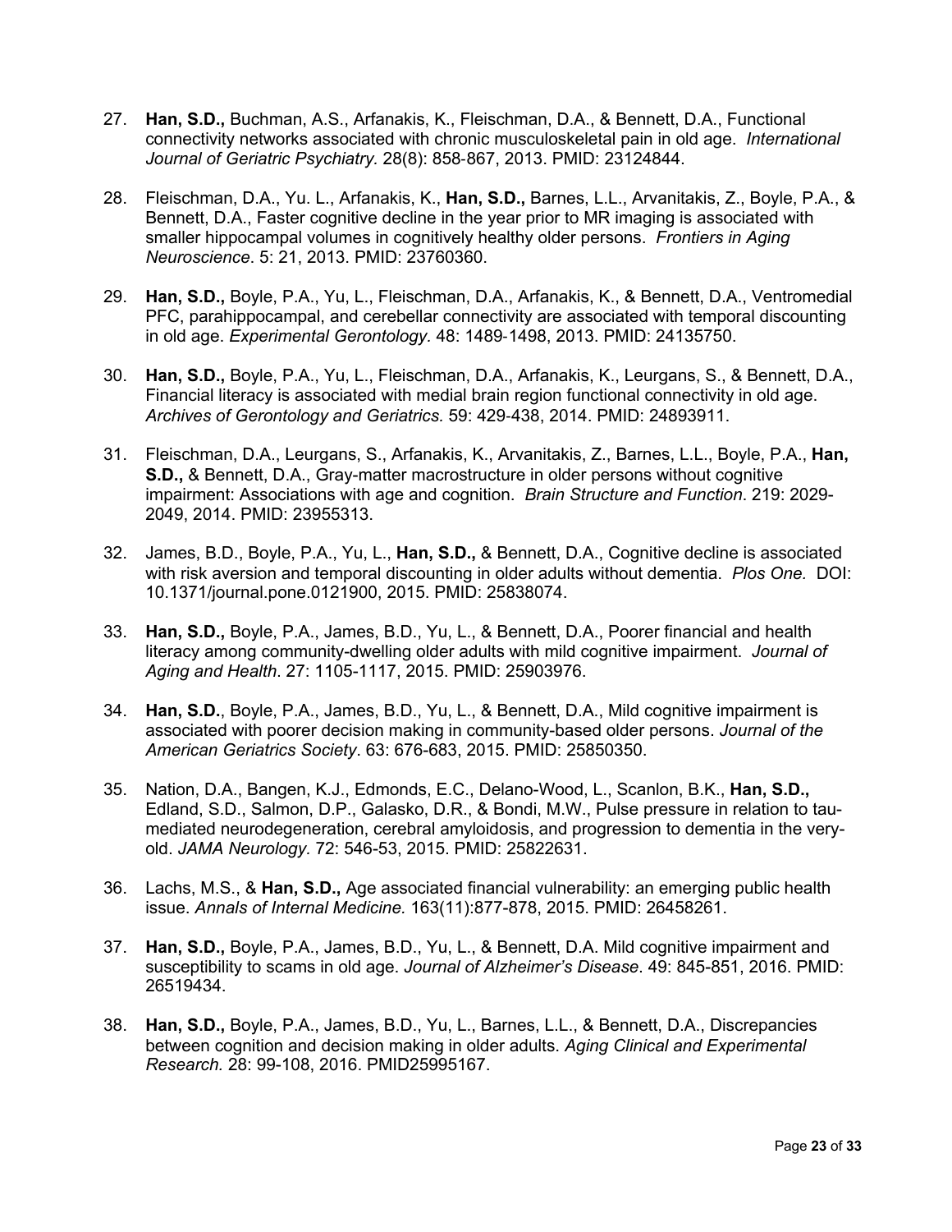27. **Han, S.D.,** Buchman, A.S., Arfanakis, K., Fleischman, D.A., & Bennett, D.A., Functional connectivity networks associated with chronic musculoskeletal pain in old age. *International Journal of Geriatric Psychiatry.* 28(8): 858-867, 2013. PMID: 23124844.

28. Fleischman, D.A., Yu. L., Arfanakis, K., **Han, S.D.,** Barnes, L.L., Arvanitakis, Z., Boyle, P.A., & Bennett, D.A., Faster cognitive decline in the year prior to MR imaging is associated with smaller hippocampal volumes in cognitively healthy older persons. *Frontiers in Aging Neuroscience*. 5: 21, 2013. PMID: 23760360.

29. **Han, S.D.,** Boyle, P.A., Yu, L., Fleischman, D.A., Arfanakis, K., & Bennett, D.A., Ventromedial PFC, parahippocampal, and cerebellar connectivity are associated with temporal discounting in old age. *Experimental Gerontology*. 48: 1489-1498, 2013. PMID: 24135750.

30. **Han, S.D.,** Boyle, P.A., Yu, L., Fleischman, D.A., Arfanakis, K., Leurgans, S., & Bennett, D.A., Financial literacy is associated with medial brain region functional connectivity in old age. *Archives of Gerontology and Geriatrics.* 59: 429-438, 2014. PMID: 24893911.

31. Fleischman, D.A., Leurgans, S., Arfanakis, K., Arvanitakis, Z., Barnes, L.L., Boyle, P.A., **Han, S.D.,** & Bennett, D.A., Gray-matter macrostructure in older persons without cognitive impairment: Associations with age and cognition. *Brain Structure and Function*. 219: 2029-2049, 2014. PMID: 23955313.

32. James, B.D., Boyle, P.A., Yu, L., **Han, S.D.,** & Bennett, D.A., Cognitive decline is associated with risk aversion and temporal discounting in older adults without dementia. *Plos One.* DOI: 10.1371/journal.pone.0121900, 2015. PMID: 25838074.

33. **Han, S.D.,** Boyle, P.A., James, B.D., Yu, L., & Bennett, D.A., Poorer financial and health literacy among community-dwelling older adults with mild cognitive impairment. *Journal of Aging and Health*. 27: 1105-1117, 2015. PMID: 25903976.

34. **Han, S.D.**, Boyle, P.A., James, B.D., Yu, L., & Bennett, D.A., Mild cognitive impairment is associated with poorer decision making in community-based older persons. *Journal of the American Geriatrics Society*. 63: 676-683, 2015. PMID: 25850350.

35. Nation, D.A., Bangen, K.J., Edmonds, E.C., Delano-Wood, L., Scanlon, B.K., **Han, S.D.,** Edland, S.D., Salmon, D.P., Galasko, D.R., & Bondi, M.W., Pulse pressure in relation to tau-mediated neurodegeneration, cerebral amyloidosis, and progression to dementia in the very-old. *JAMA Neurology.* 72: 546-53, 2015. PMID: 25822631.

36. Lachs, M.S., & **Han, S.D.,** Age associated financial vulnerability: an emerging public health issue. *Annals of Internal Medicine.* 163(11):877-878, 2015. PMID: 26458261.

37. **Han, S.D.,** Boyle, P.A., James, B.D., Yu, L., & Bennett, D.A. Mild cognitive impairment and susceptibility to scams in old age. *Journal of Alzheimer's Disease*. 49: 845-851, 2016. PMID: 26519434.

38. **Han, S.D.,** Boyle, P.A., James, B.D., Yu, L., Barnes, L.L., & Bennett, D.A., Discrepancies between cognition and decision making in older adults. *Aging Clinical and Experimental Research.* 28: 99-108, 2016. PMID25995167.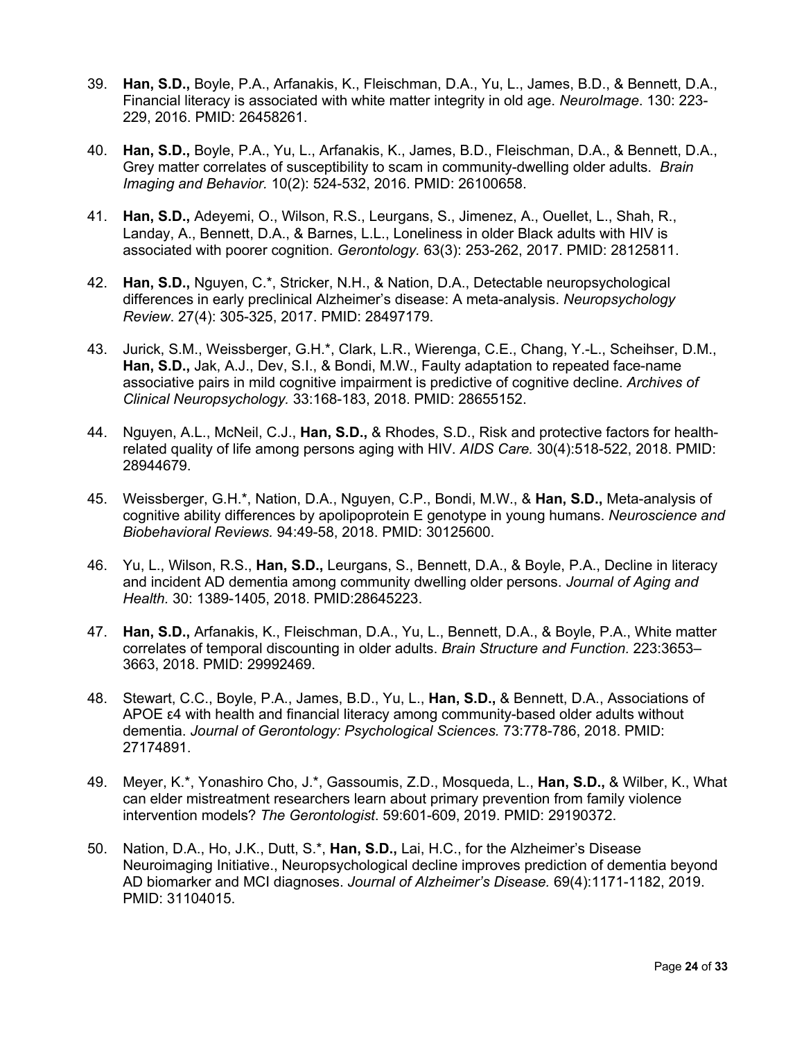39. **Han, S.D.,** Boyle, P.A., Arfanakis, K., Fleischman, D.A., Yu, L., James, B.D., & Bennett, D.A., Financial literacy is associated with white matter integrity in old age. *NeuroImage*. 130: 223-229, 2016. PMID: 26458261.

40. **Han, S.D.,** Boyle, P.A., Yu, L., Arfanakis, K., James, B.D., Fleischman, D.A., & Bennett, D.A., Grey matter correlates of susceptibility to scam in community-dwelling older adults. *Brain Imaging and Behavior.* 10(2): 524-532, 2016. PMID: 26100658.

41. **Han, S.D.,** Adeyemi, O., Wilson, R.S., Leurgans, S., Jimenez, A., Ouellet, L., Shah, R., Landay, A., Bennett, D.A., & Barnes, L.L., Loneliness in older Black adults with HIV is associated with poorer cognition. *Gerontology.* 63(3): 253-262, 2017. PMID: 28125811.

42. **Han, S.D.,** Nguyen, C.*, Stricker, N.H., & Nation, D.A., Detectable neuropsychological differences in early preclinical Alzheimer's disease: A meta-analysis. *Neuropsychology Review*. 27(4): 305-325, 2017. PMID: 28497179.

43. Jurick, S.M., Weissberger, G.H.*, Clark, L.R., Wierenga, C.E., Chang, Y.-L., Scheihser, D.M., **Han, S.D.,** Jak, A.J., Dev, S.I., & Bondi, M.W., Faulty adaptation to repeated face-name associative pairs in mild cognitive impairment is predictive of cognitive decline. *Archives of Clinical Neuropsychology.* 33:168-183, 2018. PMID: 28655152.

44. Nguyen, A.L., McNeil, C.J., **Han, S.D.,** & Rhodes, S.D., Risk and protective factors for health-related quality of life among persons aging with HIV. *AIDS Care.* 30(4):518-522, 2018. PMID: 28944679.

45. Weissberger, G.H.*, Nation, D.A., Nguyen, C.P., Bondi, M.W., & **Han, S.D.,** Meta-analysis of cognitive ability differences by apolipoprotein E genotype in young humans. *Neuroscience and Biobehavioral Reviews.* 94:49-58, 2018. PMID: 30125600.

46. Yu, L., Wilson, R.S., **Han, S.D.,** Leurgans, S., Bennett, D.A., & Boyle, P.A., Decline in literacy and incident AD dementia among community dwelling older persons. *Journal of Aging and Health.* 30: 1389-1405, 2018. PMID:28645223.

47. **Han, S.D.,** Arfanakis, K., Fleischman, D.A., Yu, L., Bennett, D.A., & Boyle, P.A., White matter correlates of temporal discounting in older adults. *Brain Structure and Function.* 223:3653–3663, 2018. PMID: 29992469.

48. Stewart, C.C., Boyle, P.A., James, B.D., Yu, L., **Han, S.D.,** & Bennett, D.A., Associations of APOE ε4 with health and financial literacy among community-based older adults without dementia. *Journal of Gerontology: Psychological Sciences.* 73:778-786, 2018. PMID: 27174891.

49. Meyer, K.*, Yonashiro Cho, J.*, Gassoumis, Z.D., Mosqueda, L., **Han, S.D.,** & Wilber, K., What can elder mistreatment researchers learn about primary prevention from family violence intervention models? *The Gerontologist*. 59:601-609, 2019. PMID: 29190372.

50. Nation, D.A., Ho, J.K., Dutt, S.*, **Han, S.D.,** Lai, H.C., for the Alzheimer's Disease Neuroimaging Initiative., Neuropsychological decline improves prediction of dementia beyond AD biomarker and MCI diagnoses. *Journal of Alzheimer's Disease.* 69(4):1171-1182, 2019. PMID: 31104015.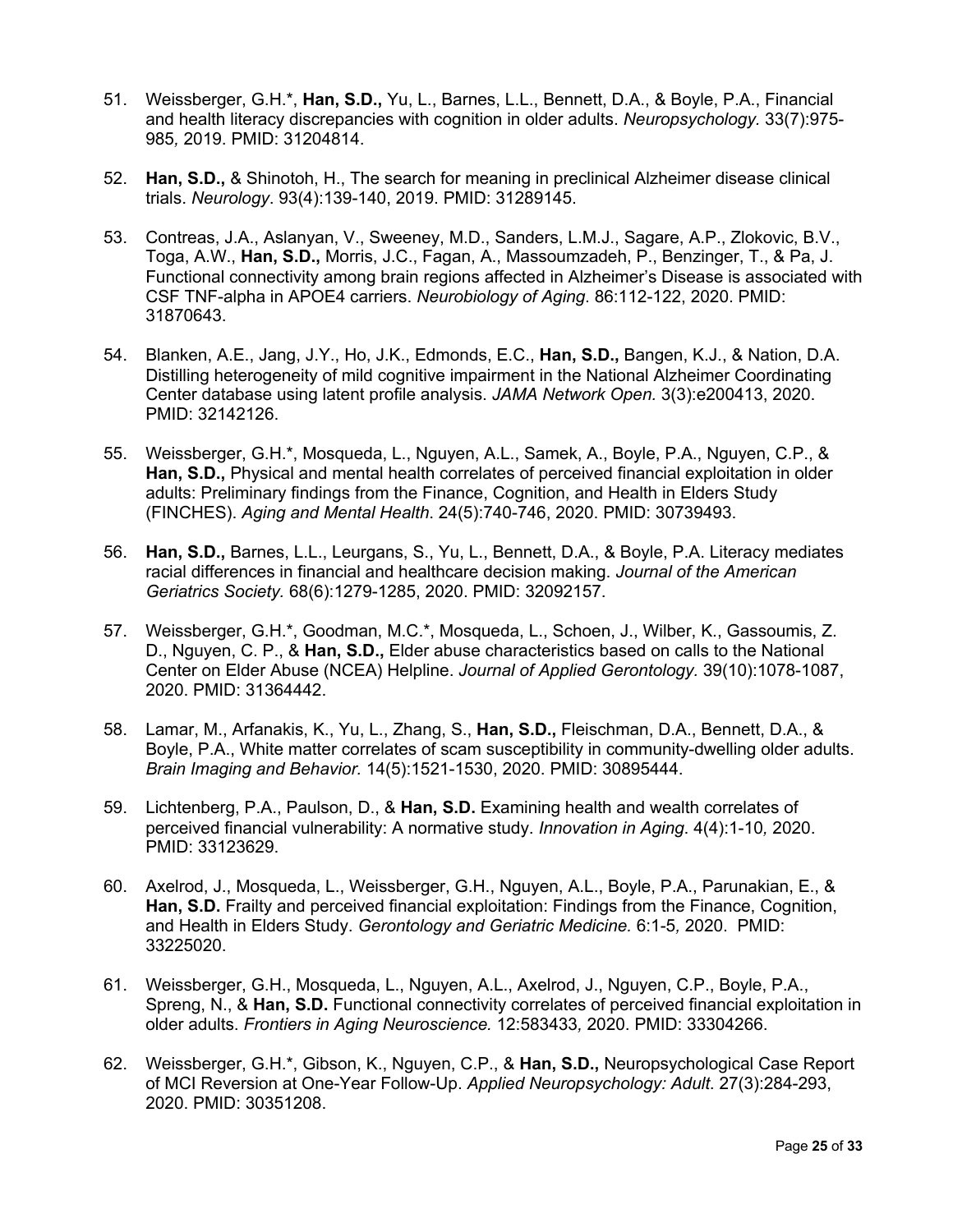51. Weissberger, G.H.*, **Han, S.D.,** Yu, L., Barnes, L.L., Bennett, D.A., & Boyle, P.A., Financial and health literacy discrepancies with cognition in older adults. *Neuropsychology.* 33(7):975-985*,* 2019. PMID: 31204814.

52. **Han, S.D.,** & Shinotoh, H., The search for meaning in preclinical Alzheimer disease clinical trials. *Neurology*. 93(4):139-140, 2019. PMID: 31289145.

53. Contreas, J.A., Aslanyan, V., Sweeney, M.D., Sanders, L.M.J., Sagare, A.P., Zlokovic, B.V., Toga, A.W., **Han, S.D.,** Morris, J.C., Fagan, A., Massoumzadeh, P., Benzinger, T., & Pa, J. Functional connectivity among brain regions affected in Alzheimer's Disease is associated with CSF TNF-alpha in APOE4 carriers. *Neurobiology of Aging*. 86:112-122, 2020. PMID: 31870643.

54. Blanken, A.E., Jang, J.Y., Ho, J.K., Edmonds, E.C., **Han, S.D.,** Bangen, K.J., & Nation, D.A. Distilling heterogeneity of mild cognitive impairment in the National Alzheimer Coordinating Center database using latent profile analysis. *JAMA Network Open.* 3(3):e200413, 2020. PMID: 32142126.

55. Weissberger, G.H.*, Mosqueda, L., Nguyen, A.L., Samek, A., Boyle, P.A., Nguyen, C.P., & **Han, S.D.,** Physical and mental health correlates of perceived financial exploitation in older adults: Preliminary findings from the Finance, Cognition, and Health in Elders Study (FINCHES). *Aging and Mental Health*. 24(5):740-746, 2020. PMID: 30739493.

56. **Han, S.D.,** Barnes, L.L., Leurgans, S., Yu, L., Bennett, D.A., & Boyle, P.A. Literacy mediates racial differences in financial and healthcare decision making. *Journal of the American Geriatrics Society.* 68(6):1279-1285, 2020. PMID: 32092157.

57. Weissberger, G.H.*, Goodman, M.C.*, Mosqueda, L., Schoen, J., Wilber, K., Gassoumis, Z. D., Nguyen, C. P., & **Han, S.D.,** Elder abuse characteristics based on calls to the National Center on Elder Abuse (NCEA) Helpline. *Journal of Applied Gerontology.* 39(10):1078-1087, 2020. PMID: 31364442.

58. Lamar, M., Arfanakis, K., Yu, L., Zhang, S., **Han, S.D.,** Fleischman, D.A., Bennett, D.A., & Boyle, P.A., White matter correlates of scam susceptibility in community-dwelling older adults. *Brain Imaging and Behavior.* 14(5):1521-1530, 2020. PMID: 30895444.

59. Lichtenberg, P.A., Paulson, D., & **Han, S.D.** Examining health and wealth correlates of perceived financial vulnerability: A normative study. *Innovation in Aging*. 4(4):1-10*,* 2020. PMID: 33123629.

60. Axelrod, J., Mosqueda, L., Weissberger, G.H., Nguyen, A.L., Boyle, P.A., Parunakian, E., & **Han, S.D.** Frailty and perceived financial exploitation: Findings from the Finance, Cognition, and Health in Elders Study. *Gerontology and Geriatric Medicine.* 6:1-5*,* 2020. PMID: 33225020.

61. Weissberger, G.H., Mosqueda, L., Nguyen, A.L., Axelrod, J., Nguyen, C.P., Boyle, P.A., Spreng, N., & **Han, S.D.** Functional connectivity correlates of perceived financial exploitation in older adults. *Frontiers in Aging Neuroscience.* 12:583433*,* 2020. PMID: 33304266.

62. Weissberger, G.H.*, Gibson, K., Nguyen, C.P., & **Han, S.D.,** Neuropsychological Case Report of MCI Reversion at One-Year Follow-Up. *Applied Neuropsychology: Adult*. 27(3):284-293, 2020. PMID: 30351208.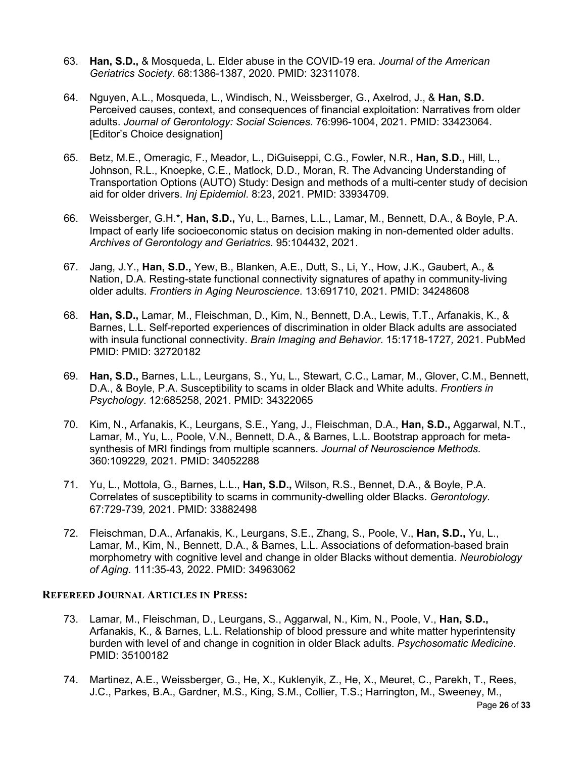63. **Han, S.D.,** & Mosqueda, L. Elder abuse in the COVID-19 era. *Journal of the American Geriatrics Society*. 68:1386-1387, 2020. PMID: 32311078.

64. Nguyen, A.L., Mosqueda, L., Windisch, N., Weissberger, G., Axelrod, J., & **Han, S.D.** Perceived causes, context, and consequences of financial exploitation: Narratives from older adults. *Journal of Gerontology: Social Sciences*. 76:996-1004, 2021. PMID: 33423064. [Editor's Choice designation]

65. Betz, M.E., Omeragic, F., Meador, L., DiGuiseppi, C.G., Fowler, N.R., **Han, S.D.,** Hill, L., Johnson, R.L., Knoepke, C.E., Matlock, D.D., Moran, R. The Advancing Understanding of Transportation Options (AUTO) Study: Design and methods of a multi-center study of decision aid for older drivers. *Inj Epidemiol.* 8:23, 2021. PMID: 33934709.

66. Weissberger, G.H.*, **Han, S.D.,** Yu, L., Barnes, L.L., Lamar, M., Bennett, D.A., & Boyle, P.A. Impact of early life socioeconomic status on decision making in non-demented older adults. *Archives of Gerontology and Geriatrics.* 95:104432, 2021.

67. Jang, J.Y., **Han, S.D.,** Yew, B., Blanken, A.E., Dutt, S., Li, Y., How, J.K., Gaubert, A., & Nation, D.A. Resting-state functional connectivity signatures of apathy in community-living older adults. *Frontiers in Aging Neuroscience*. 13:691710*,* 2021. PMID: 34248608

68. **Han, S.D.,** Lamar, M., Fleischman, D., Kim, N., Bennett, D.A., Lewis, T.T., Arfanakis, K., & Barnes, L.L. Self-reported experiences of discrimination in older Black adults are associated with insula functional connectivity. *Brain Imaging and Behavior.* 15:1718-1727*,* 2021. PubMed PMID: PMID: 32720182

69. **Han, S.D.,** Barnes, L.L., Leurgans, S., Yu, L., Stewart, C.C., Lamar, M., Glover, C.M., Bennett, D.A., & Boyle, P.A. Susceptibility to scams in older Black and White adults. *Frontiers in Psychology*. 12:685258, 2021. PMID: 34322065

70. Kim, N., Arfanakis, K., Leurgans, S.E., Yang, J., Fleischman, D.A., **Han, S.D.,** Aggarwal, N.T., Lamar, M., Yu, L., Poole, V.N., Bennett, D.A., & Barnes, L.L. Bootstrap approach for meta-synthesis of MRI findings from multiple scanners. *Journal of Neuroscience Methods.* 360:109229*,* 2021. PMID: 34052288

71. Yu, L., Mottola, G., Barnes, L.L., **Han, S.D.,** Wilson, R.S., Bennet, D.A., & Boyle, P.A. Correlates of susceptibility to scams in community-dwelling older Blacks. *Gerontology.* 67:729-739*,* 2021. PMID: 33882498

72. Fleischman, D.A., Arfanakis, K., Leurgans, S.E., Zhang, S., Poole, V., **Han, S.D.,** Yu, L., Lamar, M., Kim, N., Bennett, D.A., & Barnes, L.L. Associations of deformation-based brain morphometry with cognitive level and change in older Blacks without dementia. *Neurobiology of Aging*. 111:35-43*,* 2022. PMID: 34963062

### REFEREED JOURNAL ARTICLES IN PRESS:

73. Lamar, M., Fleischman, D., Leurgans, S., Aggarwal, N., Kim, N., Poole, V., **Han, S.D.,** Arfanakis, K., & Barnes, L.L. Relationship of blood pressure and white matter hyperintensity burden with level of and change in cognition in older Black adults. *Psychosomatic Medicine.* PMID: 35100182

74. Martinez, A.E., Weissberger, G., He, X., Kuklenyik, Z., He, X., Meuret, C., Parekh, T., Rees, J.C., Parkes, B.A., Gardner, M.S., King, S.M., Collier, T.S.; Harrington, M., Sweeney, M.,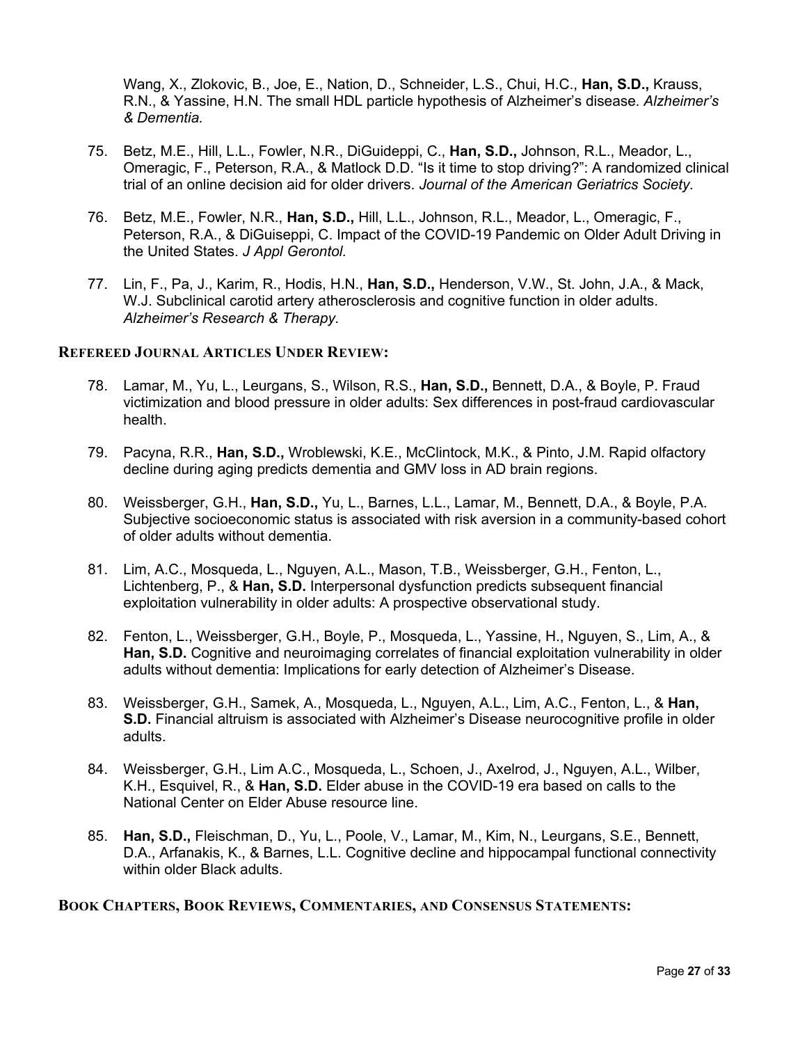Wang, X., Zlokovic, B., Joe, E., Nation, D., Schneider, L.S., Chui, H.C., **Han, S.D.,** Krauss, R.N., & Yassine, H.N. The small HDL particle hypothesis of Alzheimer's disease. *Alzheimer's & Dementia.*

75. Betz, M.E., Hill, L.L., Fowler, N.R., DiGuideppi, C., **Han, S.D.,** Johnson, R.L., Meador, L., Omeragic, F., Peterson, R.A., & Matlock D.D. "Is it time to stop driving?": A randomized clinical trial of an online decision aid for older drivers. *Journal of the American Geriatrics Society.*

76. Betz, M.E., Fowler, N.R., **Han, S.D.,** Hill, L.L., Johnson, R.L., Meador, L., Omeragic, F., Peterson, R.A., & DiGuiseppi, C. Impact of the COVID-19 Pandemic on Older Adult Driving in the United States. *J Appl Gerontol.*

77. Lin, F., Pa, J., Karim, R., Hodis, H.N., **Han, S.D.,** Henderson, V.W., St. John, J.A., & Mack, W.J. Subclinical carotid artery atherosclerosis and cognitive function in older adults. *Alzheimer's Research & Therapy.*

### Refereed Journal Articles Under Review:

78. Lamar, M., Yu, L., Leurgans, S., Wilson, R.S., **Han, S.D.,** Bennett, D.A., & Boyle, P. Fraud victimization and blood pressure in older adults: Sex differences in post-fraud cardiovascular health.

79. Pacyna, R.R., **Han, S.D.,** Wroblewski, K.E., McClintock, M.K., & Pinto, J.M. Rapid olfactory decline during aging predicts dementia and GMV loss in AD brain regions.

80. Weissberger, G.H., **Han, S.D.,** Yu, L., Barnes, L.L., Lamar, M., Bennett, D.A., & Boyle, P.A. Subjective socioeconomic status is associated with risk aversion in a community-based cohort of older adults without dementia.

81. Lim, A.C., Mosqueda, L., Nguyen, A.L., Mason, T.B., Weissberger, G.H., Fenton, L., Lichtenberg, P., & **Han, S.D.** Interpersonal dysfunction predicts subsequent financial exploitation vulnerability in older adults: A prospective observational study.

82. Fenton, L., Weissberger, G.H., Boyle, P., Mosqueda, L., Yassine, H., Nguyen, S., Lim, A., & **Han, S.D.** Cognitive and neuroimaging correlates of financial exploitation vulnerability in older adults without dementia: Implications for early detection of Alzheimer's Disease.

83. Weissberger, G.H., Samek, A., Mosqueda, L., Nguyen, A.L., Lim, A.C., Fenton, L., & **Han, S.D.** Financial altruism is associated with Alzheimer's Disease neurocognitive profile in older adults.

84. Weissberger, G.H., Lim A.C., Mosqueda, L., Schoen, J., Axelrod, J., Nguyen, A.L., Wilber, K.H., Esquivel, R., & **Han, S.D.** Elder abuse in the COVID-19 era based on calls to the National Center on Elder Abuse resource line.

85. **Han, S.D.,** Fleischman, D., Yu, L., Poole, V., Lamar, M., Kim, N., Leurgans, S.E., Bennett, D.A., Arfanakis, K., & Barnes, L.L. Cognitive decline and hippocampal functional connectivity within older Black adults.

### Book Chapters, Book Reviews, Commentaries, and Consensus Statements: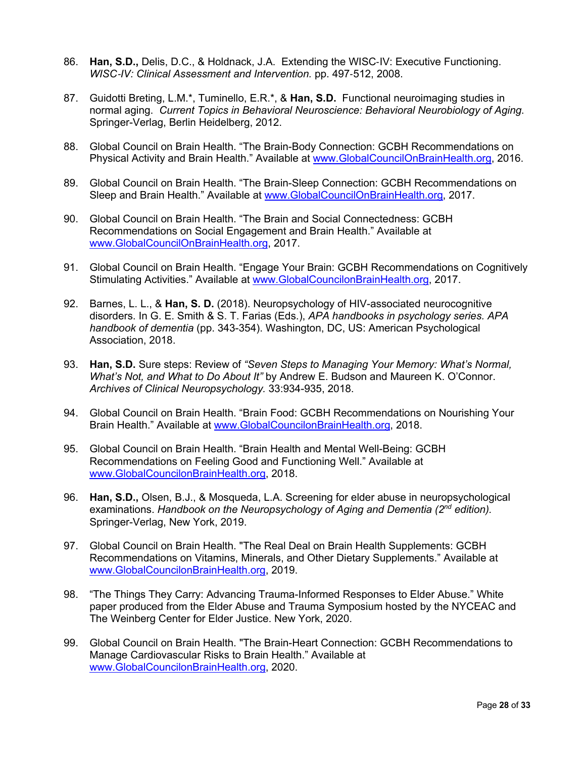86. **Han, S.D.,** Delis, D.C., & Holdnack, J.A. Extending the WISC-IV: Executive Functioning. *WISC-IV: Clinical Assessment and Intervention.* pp. 497-512, 2008.

87. Guidotti Breting, L.M.*, Tuminello, E.R.*, & **Han, S.D.** Functional neuroimaging studies in normal aging. *Current Topics in Behavioral Neuroscience: Behavioral Neurobiology of Aging.* Springer-Verlag, Berlin Heidelberg, 2012.

88. Global Council on Brain Health. "The Brain-Body Connection: GCBH Recommendations on Physical Activity and Brain Health." Available at www.GlobalCouncilOnBrainHealth.org, 2016.

89. Global Council on Brain Health. "The Brain-Sleep Connection: GCBH Recommendations on Sleep and Brain Health." Available at www.GlobalCouncilOnBrainHealth.org, 2017.

90. Global Council on Brain Health. "The Brain and Social Connectedness: GCBH Recommendations on Social Engagement and Brain Health." Available at www.GlobalCouncilOnBrainHealth.org, 2017.

91. Global Council on Brain Health. "Engage Your Brain: GCBH Recommendations on Cognitively Stimulating Activities." Available at www.GlobalCouncilonBrainHealth.org, 2017.

92. Barnes, L. L., & **Han, S. D.** (2018). Neuropsychology of HIV-associated neurocognitive disorders. In G. E. Smith & S. T. Farias (Eds.), *APA handbooks in psychology series. APA handbook of dementia* (pp. 343-354). Washington, DC, US: American Psychological Association, 2018.

93. **Han, S.D.** Sure steps: Review of *"Seven Steps to Managing Your Memory: What's Normal, What's Not, and What to Do About It"* by Andrew E. Budson and Maureen K. O'Connor. *Archives of Clinical Neuropsychology.* 33:934-935, 2018.

94. Global Council on Brain Health. "Brain Food: GCBH Recommendations on Nourishing Your Brain Health." Available at www.GlobalCouncilonBrainHealth.org, 2018.

95. Global Council on Brain Health. "Brain Health and Mental Well-Being: GCBH Recommendations on Feeling Good and Functioning Well." Available at www.GlobalCouncilonBrainHealth.org, 2018.

96. **Han, S.D.,** Olsen, B.J., & Mosqueda, L.A. Screening for elder abuse in neuropsychological examinations. *Handbook on the Neuropsychology of Aging and Dementia (2nd edition).* Springer-Verlag, New York, 2019.

97. Global Council on Brain Health. "The Real Deal on Brain Health Supplements: GCBH Recommendations on Vitamins, Minerals, and Other Dietary Supplements." Available at www.GlobalCouncilonBrainHealth.org, 2019.

98. "The Things They Carry: Advancing Trauma-Informed Responses to Elder Abuse." White paper produced from the Elder Abuse and Trauma Symposium hosted by the NYCEAC and The Weinberg Center for Elder Justice. New York, 2020.

99. Global Council on Brain Health. "The Brain-Heart Connection: GCBH Recommendations to Manage Cardiovascular Risks to Brain Health." Available at www.GlobalCouncilonBrainHealth.org, 2020.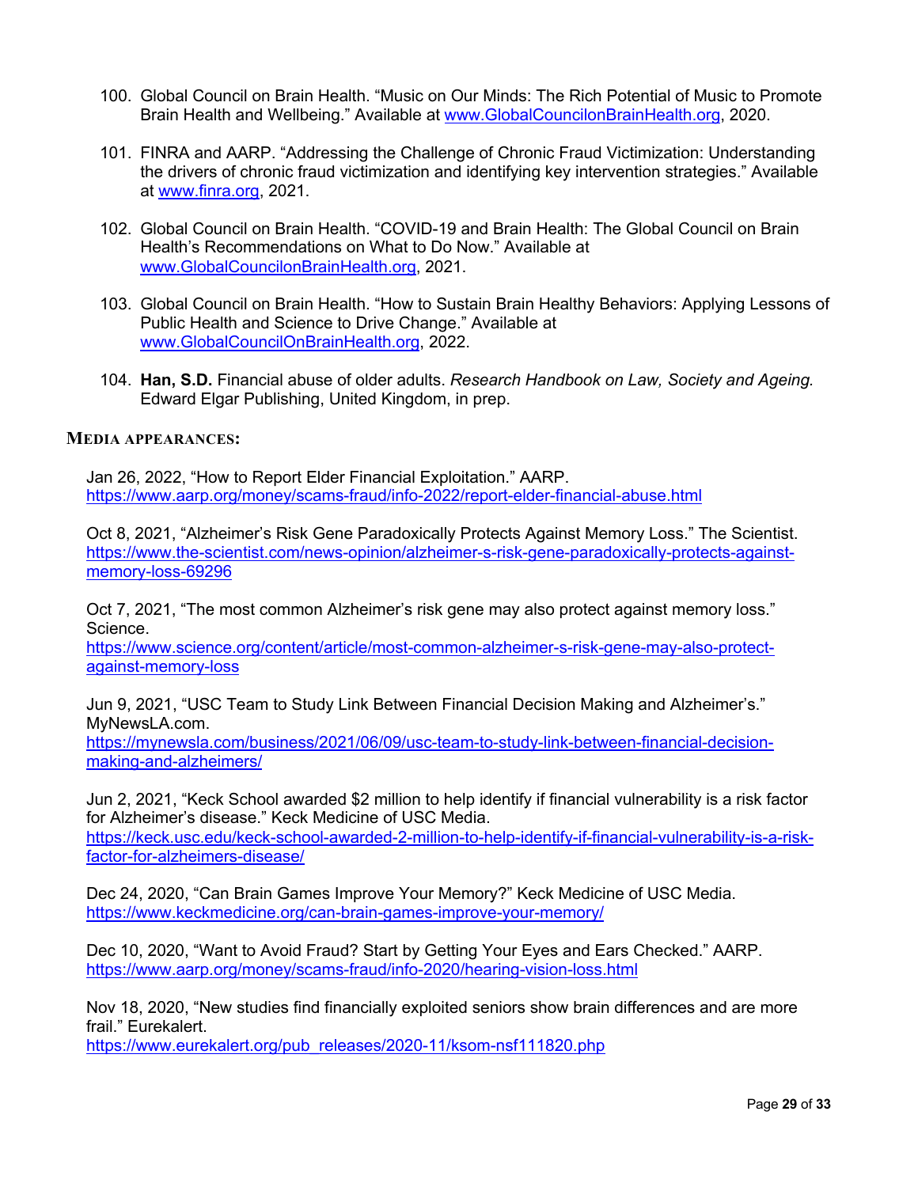100. Global Council on Brain Health. "Music on Our Minds: The Rich Potential of Music to Promote Brain Health and Wellbeing." Available at www.GlobalCouncilonBrainHealth.org, 2020.

101. FINRA and AARP. "Addressing the Challenge of Chronic Fraud Victimization: Understanding the drivers of chronic fraud victimization and identifying key intervention strategies." Available at www.finra.org, 2021.

102. Global Council on Brain Health. "COVID-19 and Brain Health: The Global Council on Brain Health's Recommendations on What to Do Now." Available at www.GlobalCouncilonBrainHealth.org, 2021.

103. Global Council on Brain Health. "How to Sustain Brain Healthy Behaviors: Applying Lessons of Public Health and Science to Drive Change." Available at www.GlobalCouncilOnBrainHealth.org, 2022.

104. **Han, S.D.** Financial abuse of older adults. *Research Handbook on Law, Society and Ageing.* Edward Elgar Publishing, United Kingdom, in prep.

## MEDIA APPEARANCES:

Jan 26, 2022, "How to Report Elder Financial Exploitation." AARP. https://www.aarp.org/money/scams-fraud/info-2022/report-elder-financial-abuse.html

Oct 8, 2021, "Alzheimer's Risk Gene Paradoxically Protects Against Memory Loss." The Scientist. https://www.the-scientist.com/news-opinion/alzheimer-s-risk-gene-paradoxically-protects-against-memory-loss-69296

Oct 7, 2021, "The most common Alzheimer's risk gene may also protect against memory loss." Science. https://www.science.org/content/article/most-common-alzheimer-s-risk-gene-may-also-protect-against-memory-loss

Jun 9, 2021, "USC Team to Study Link Between Financial Decision Making and Alzheimer's." MyNewsLA.com. https://mynewsla.com/business/2021/06/09/usc-team-to-study-link-between-financial-decision-making-and-alzheimers/

Jun 2, 2021, "Keck School awarded $2 million to help identify if financial vulnerability is a risk factor for Alzheimer's disease." Keck Medicine of USC Media. https://keck.usc.edu/keck-school-awarded-2-million-to-help-identify-if-financial-vulnerability-is-a-risk-factor-for-alzheimers-disease/

Dec 24, 2020, "Can Brain Games Improve Your Memory?" Keck Medicine of USC Media. https://www.keckmedicine.org/can-brain-games-improve-your-memory/

Dec 10, 2020, "Want to Avoid Fraud? Start by Getting Your Eyes and Ears Checked." AARP. https://www.aarp.org/money/scams-fraud/info-2020/hearing-vision-loss.html

Nov 18, 2020, "New studies find financially exploited seniors show brain differences and are more frail." Eurekalert. https://www.eurekalert.org/pub_releases/2020-11/ksom-nsf111820.php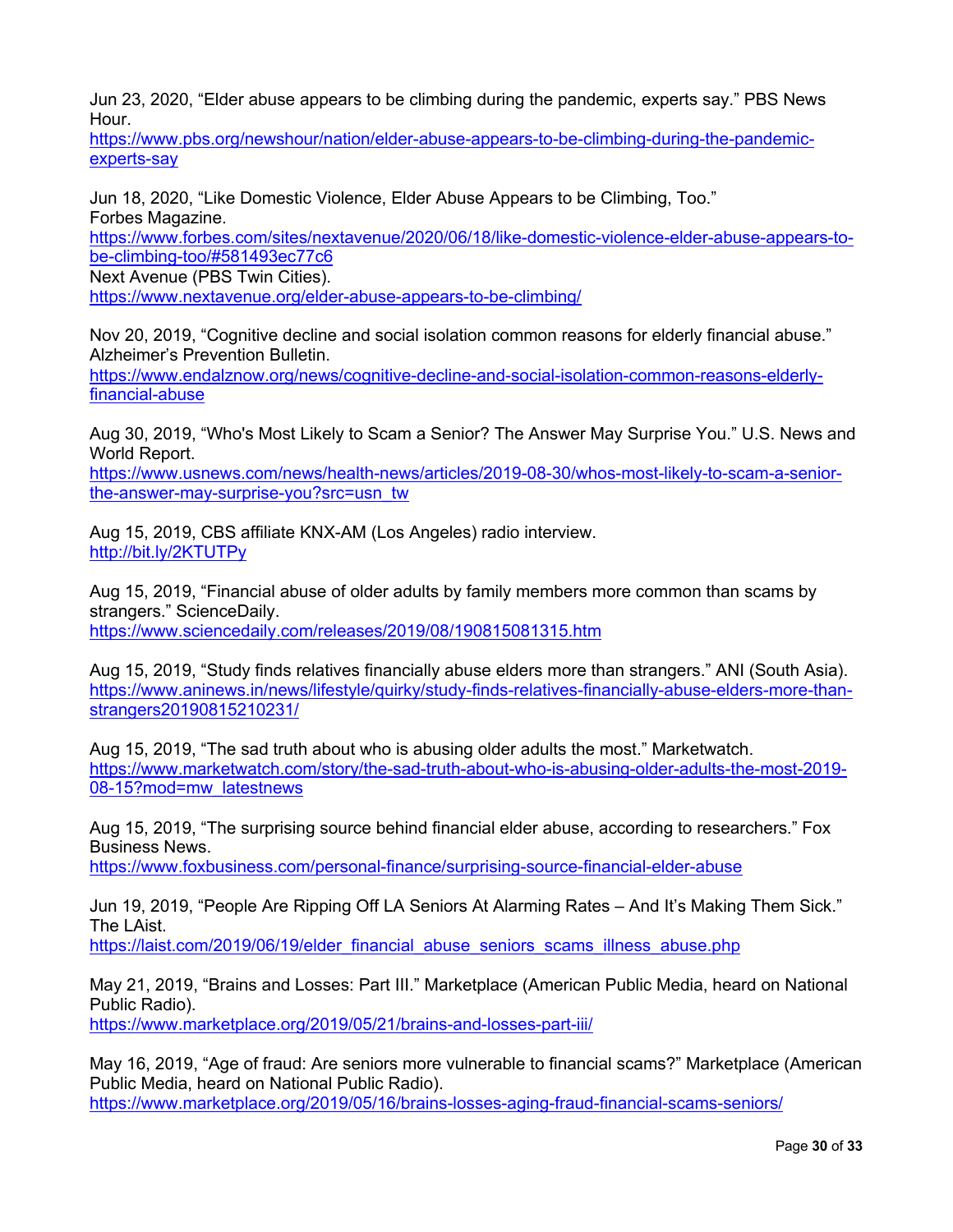Jun 23, 2020, "Elder abuse appears to be climbing during the pandemic, experts say." PBS News Hour.
https://www.pbs.org/newshour/nation/elder-abuse-appears-to-be-climbing-during-the-pandemic-experts-say

Jun 18, 2020, "Like Domestic Violence, Elder Abuse Appears to be Climbing, Too." Forbes Magazine.
https://www.forbes.com/sites/nextavenue/2020/06/18/like-domestic-violence-elder-abuse-appears-to-be-climbing-too/#581493ec77c6
Next Avenue (PBS Twin Cities).
https://www.nextavenue.org/elder-abuse-appears-to-be-climbing/

Nov 20, 2019, "Cognitive decline and social isolation common reasons for elderly financial abuse." Alzheimer's Prevention Bulletin.
https://www.endalznow.org/news/cognitive-decline-and-social-isolation-common-reasons-elderly-financial-abuse

Aug 30, 2019, "Who's Most Likely to Scam a Senior? The Answer May Surprise You." U.S. News and World Report.
https://www.usnews.com/news/health-news/articles/2019-08-30/whos-most-likely-to-scam-a-senior-the-answer-may-surprise-you?src=usn_tw

Aug 15, 2019, CBS affiliate KNX-AM (Los Angeles) radio interview.
http://bit.ly/2KTUTPy

Aug 15, 2019, "Financial abuse of older adults by family members more common than scams by strangers." ScienceDaily.
https://www.sciencedaily.com/releases/2019/08/190815081315.htm

Aug 15, 2019, "Study finds relatives financially abuse elders more than strangers." ANI (South Asia).
https://www.aninews.in/news/lifestyle/quirky/study-finds-relatives-financially-abuse-elders-more-than-strangers20190815210231/

Aug 15, 2019, "The sad truth about who is abusing older adults the most." Marketwatch.
https://www.marketwatch.com/story/the-sad-truth-about-who-is-abusing-older-adults-the-most-2019-08-15?mod=mw_latestnews

Aug 15, 2019, "The surprising source behind financial elder abuse, according to researchers." Fox Business News.
https://www.foxbusiness.com/personal-finance/surprising-source-financial-elder-abuse

Jun 19, 2019, "People Are Ripping Off LA Seniors At Alarming Rates – And It's Making Them Sick." The LAist.
https://laist.com/2019/06/19/elder_financial_abuse_seniors_scams_illness_abuse.php

May 21, 2019, "Brains and Losses: Part III." Marketplace (American Public Media, heard on National Public Radio).
https://www.marketplace.org/2019/05/21/brains-and-losses-part-iii/

May 16, 2019, "Age of fraud: Are seniors more vulnerable to financial scams?" Marketplace (American Public Media, heard on National Public Radio).
https://www.marketplace.org/2019/05/16/brains-losses-aging-fraud-financial-scams-seniors/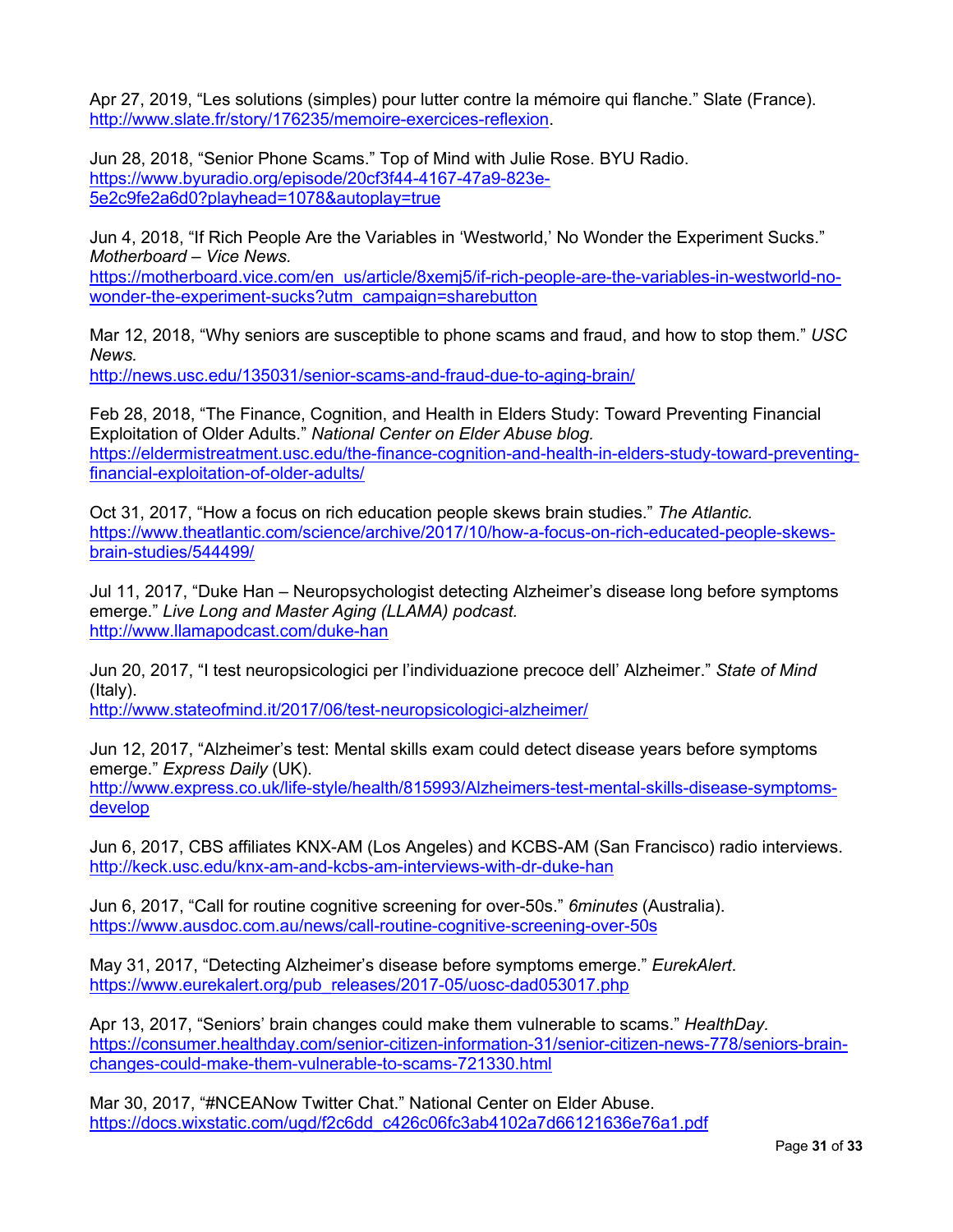Apr 27, 2019, "Les solutions (simples) pour lutter contre la mémoire qui flanche." Slate (France). http://www.slate.fr/story/176235/memoire-exercices-reflexion.

Jun 28, 2018, "Senior Phone Scams." Top of Mind with Julie Rose. BYU Radio. https://www.byuradio.org/episode/20cf3f44-4167-47a9-823e-5e2c9fe2a6d0?playhead=1078&autoplay=true

Jun 4, 2018, "If Rich People Are the Variables in 'Westworld,' No Wonder the Experiment Sucks." *Motherboard – Vice News.* https://motherboard.vice.com/en_us/article/8xemj5/if-rich-people-are-the-variables-in-westworld-no-wonder-the-experiment-sucks?utm_campaign=sharebutton

Mar 12, 2018, "Why seniors are susceptible to phone scams and fraud, and how to stop them." *USC News.* http://news.usc.edu/135031/senior-scams-and-fraud-due-to-aging-brain/

Feb 28, 2018, "The Finance, Cognition, and Health in Elders Study: Toward Preventing Financial Exploitation of Older Adults." *National Center on Elder Abuse blog.* https://eldermistreatment.usc.edu/the-finance-cognition-and-health-in-elders-study-toward-preventing-financial-exploitation-of-older-adults/

Oct 31, 2017, "How a focus on rich education people skews brain studies." *The Atlantic.* https://www.theatlantic.com/science/archive/2017/10/how-a-focus-on-rich-educated-people-skews-brain-studies/544499/

Jul 11, 2017, "Duke Han – Neuropsychologist detecting Alzheimer's disease long before symptoms emerge." *Live Long and Master Aging (LLAMA) podcast.* http://www.llamapodcast.com/duke-han

Jun 20, 2017, "I test neuropsicologici per l'individuazione precoce dell' Alzheimer." *State of Mind* (Italy). http://www.stateofmind.it/2017/06/test-neuropsicologici-alzheimer/

Jun 12, 2017, "Alzheimer's test: Mental skills exam could detect disease years before symptoms emerge." *Express Daily* (UK). http://www.express.co.uk/life-style/health/815993/Alzheimers-test-mental-skills-disease-symptoms-develop

Jun 6, 2017, CBS affiliates KNX-AM (Los Angeles) and KCBS-AM (San Francisco) radio interviews. http://keck.usc.edu/knx-am-and-kcbs-am-interviews-with-dr-duke-han

Jun 6, 2017, "Call for routine cognitive screening for over-50s." *6minutes* (Australia). https://www.ausdoc.com.au/news/call-routine-cognitive-screening-over-50s

May 31, 2017, "Detecting Alzheimer's disease before symptoms emerge." *EurekAlert*. https://www.eurekalert.org/pub_releases/2017-05/uosc-dad053017.php

Apr 13, 2017, "Seniors' brain changes could make them vulnerable to scams." *HealthDay.* https://consumer.healthday.com/senior-citizen-information-31/senior-citizen-news-778/seniors-brain-changes-could-make-them-vulnerable-to-scams-721330.html

Mar 30, 2017, "#NCEANow Twitter Chat." National Center on Elder Abuse. https://docs.wixstatic.com/ugd/f2c6dd_c426c06fc3ab4102a7d66121636e76a1.pdf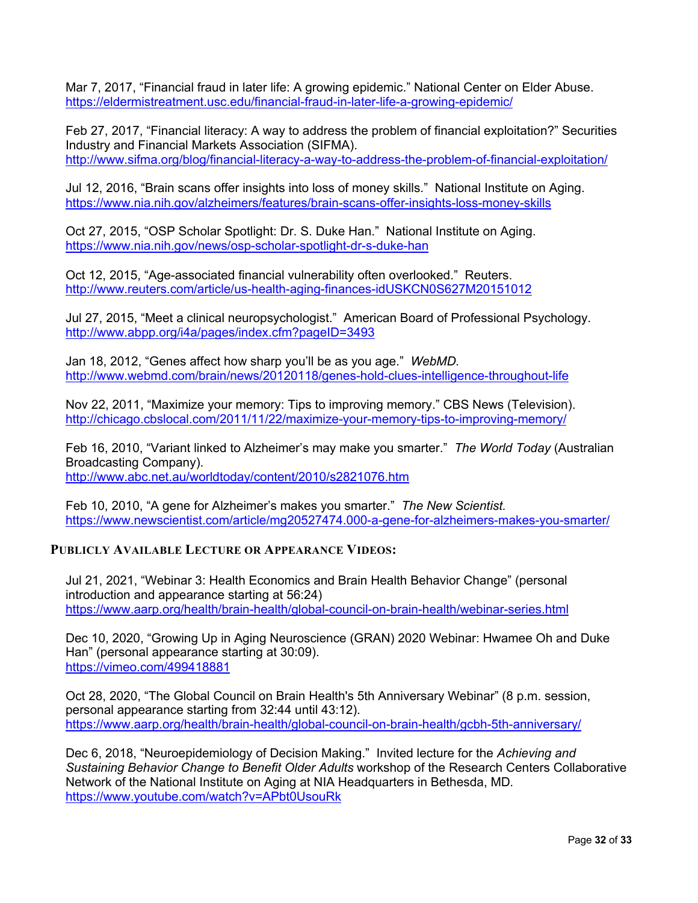Mar 7, 2017, "Financial fraud in later life: A growing epidemic." National Center on Elder Abuse. https://eldermistreatment.usc.edu/financial-fraud-in-later-life-a-growing-epidemic/

Feb 27, 2017, "Financial literacy: A way to address the problem of financial exploitation?" Securities Industry and Financial Markets Association (SIFMA). http://www.sifma.org/blog/financial-literacy-a-way-to-address-the-problem-of-financial-exploitation/

Jul 12, 2016, "Brain scans offer insights into loss of money skills." National Institute on Aging. https://www.nia.nih.gov/alzheimers/features/brain-scans-offer-insights-loss-money-skills

Oct 27, 2015, "OSP Scholar Spotlight: Dr. S. Duke Han." National Institute on Aging. https://www.nia.nih.gov/news/osp-scholar-spotlight-dr-s-duke-han

Oct 12, 2015, "Age-associated financial vulnerability often overlooked." Reuters. http://www.reuters.com/article/us-health-aging-finances-idUSKCN0S627M20151012

Jul 27, 2015, "Meet a clinical neuropsychologist." American Board of Professional Psychology. http://www.abpp.org/i4a/pages/index.cfm?pageID=3493

Jan 18, 2012, "Genes affect how sharp you'll be as you age." *WebMD.* http://www.webmd.com/brain/news/20120118/genes-hold-clues-intelligence-throughout-life

Nov 22, 2011, "Maximize your memory: Tips to improving memory." CBS News (Television). http://chicago.cbslocal.com/2011/11/22/maximize-your-memory-tips-to-improving-memory/

Feb 16, 2010, "Variant linked to Alzheimer's may make you smarter." *The World Today* (Australian Broadcasting Company). http://www.abc.net.au/worldtoday/content/2010/s2821076.htm

Feb 10, 2010, "A gene for Alzheimer's makes you smarter." *The New Scientist.* https://www.newscientist.com/article/mg20527474.000-a-gene-for-alzheimers-makes-you-smarter/

## Publicly Available Lecture or Appearance Videos:

Jul 21, 2021, "Webinar 3: Health Economics and Brain Health Behavior Change" (personal introduction and appearance starting at 56:24) https://www.aarp.org/health/brain-health/global-council-on-brain-health/webinar-series.html

Dec 10, 2020, "Growing Up in Aging Neuroscience (GRAN) 2020 Webinar: Hwamee Oh and Duke Han" (personal appearance starting at 30:09). https://vimeo.com/499418881

Oct 28, 2020, "The Global Council on Brain Health's 5th Anniversary Webinar" (8 p.m. session, personal appearance starting from 32:44 until 43:12). https://www.aarp.org/health/brain-health/global-council-on-brain-health/gcbh-5th-anniversary/

Dec 6, 2018, "Neuroepidemiology of Decision Making." Invited lecture for the *Achieving and Sustaining Behavior Change to Benefit Older Adults* workshop of the Research Centers Collaborative Network of the National Institute on Aging at NIA Headquarters in Bethesda, MD. https://www.youtube.com/watch?v=APbt0UsouRk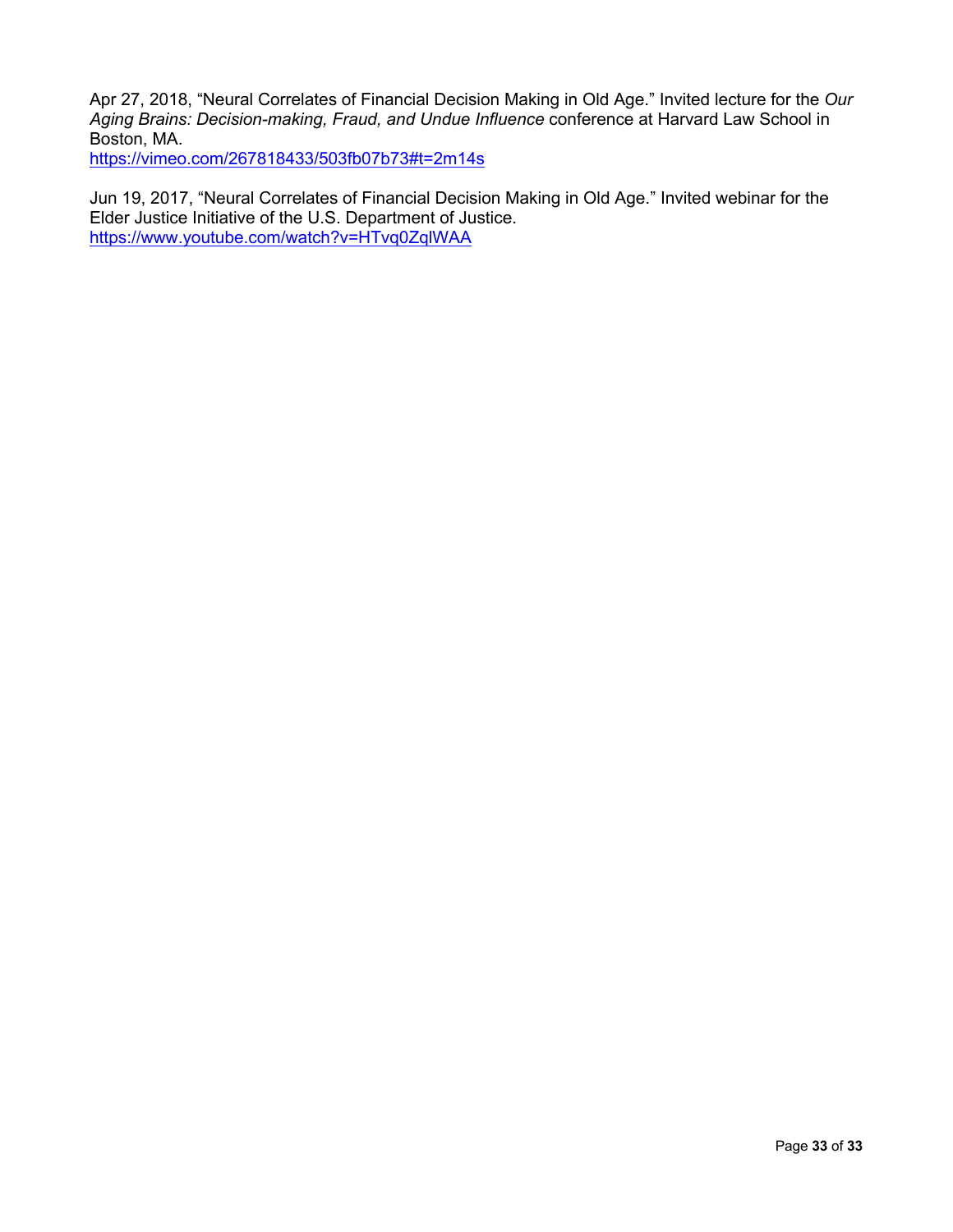Apr 27, 2018, "Neural Correlates of Financial Decision Making in Old Age." Invited lecture for the *Our Aging Brains: Decision-making, Fraud, and Undue Influence* conference at Harvard Law School in Boston, MA.
https://vimeo.com/267818433/503fb07b73#t=2m14s

Jun 19, 2017, "Neural Correlates of Financial Decision Making in Old Age." Invited webinar for the Elder Justice Initiative of the U.S. Department of Justice.
https://www.youtube.com/watch?v=HTvq0ZqlWAA